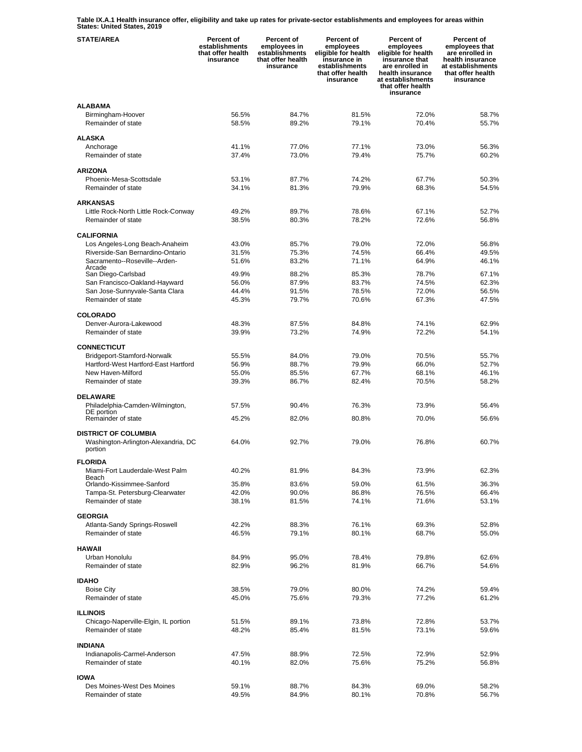**Table IX.A.1 Health insurance offer, eligibility and take up rates for private-sector establishments and employees for areas within States: United States, 2019**

| STATE/AREA | Percent of establishments that offer health insurance | Percent of employees in establishments that offer health insurance | Percent of employees eligible for health insurance in establishments that offer health insurance | Percent of employees eligible for health insurance that are enrolled in health insurance at establishments that offer health insurance | Percent of employees that are enrolled in health insurance at establishments that offer health insurance |
|---|---|---|---|---|---|
| **ALABAMA** | | | | | |
| Birmingham-Hoover | 56.5% | 84.7% | 81.5% | 72.0% | 58.7% |
| Remainder of state | 58.5% | 89.2% | 79.1% | 70.4% | 55.7% |
| **ALASKA** | | | | | |
| Anchorage | 41.1% | 77.0% | 77.1% | 73.0% | 56.3% |
| Remainder of state | 37.4% | 73.0% | 79.4% | 75.7% | 60.2% |
| **ARIZONA** | | | | | |
| Phoenix-Mesa-Scottsdale | 53.1% | 87.7% | 74.2% | 67.7% | 50.3% |
| Remainder of state | 34.1% | 81.3% | 79.9% | 68.3% | 54.5% |
| **ARKANSAS** | | | | | |
| Little Rock-North Little Rock-Conway | 49.2% | 89.7% | 78.6% | 67.1% | 52.7% |
| Remainder of state | 38.5% | 80.3% | 78.2% | 72.6% | 56.8% |
| **CALIFORNIA** | | | | | |
| Los Angeles-Long Beach-Anaheim | 43.0% | 85.7% | 79.0% | 72.0% | 56.8% |
| Riverside-San Bernardino-Ontario | 31.5% | 75.3% | 74.5% | 66.4% | 49.5% |
| Sacramento--Roseville--Arden-Arcade | 51.6% | 83.2% | 71.1% | 64.9% | 46.1% |
| San Diego-Carlsbad | 49.9% | 88.2% | 85.3% | 78.7% | 67.1% |
| San Francisco-Oakland-Hayward | 56.0% | 87.9% | 83.7% | 74.5% | 62.3% |
| San Jose-Sunnyvale-Santa Clara | 44.4% | 91.5% | 78.5% | 72.0% | 56.5% |
| Remainder of state | 45.3% | 79.7% | 70.6% | 67.3% | 47.5% |
| **COLORADO** | | | | | |
| Denver-Aurora-Lakewood | 48.3% | 87.5% | 84.8% | 74.1% | 62.9% |
| Remainder of state | 39.9% | 73.2% | 74.9% | 72.2% | 54.1% |
| **CONNECTICUT** | | | | | |
| Bridgeport-Stamford-Norwalk | 55.5% | 84.0% | 79.0% | 70.5% | 55.7% |
| Hartford-West Hartford-East Hartford | 56.9% | 88.7% | 79.9% | 66.0% | 52.7% |
| New Haven-Milford | 55.0% | 85.5% | 67.7% | 68.1% | 46.1% |
| Remainder of state | 39.3% | 86.7% | 82.4% | 70.5% | 58.2% |
| **DELAWARE** | | | | | |
| Philadelphia-Camden-Wilmington, DE portion | 57.5% | 90.4% | 76.3% | 73.9% | 56.4% |
| Remainder of state | 45.2% | 82.0% | 80.8% | 70.0% | 56.6% |
| **DISTRICT OF COLUMBIA** | | | | | |
| Washington-Arlington-Alexandria, DC portion | 64.0% | 92.7% | 79.0% | 76.8% | 60.7% |
| **FLORIDA** | | | | | |
| Miami-Fort Lauderdale-West Palm Beach | 40.2% | 81.9% | 84.3% | 73.9% | 62.3% |
| Orlando-Kissimmee-Sanford | 35.8% | 83.6% | 59.0% | 61.5% | 36.3% |
| Tampa-St. Petersburg-Clearwater | 42.0% | 90.0% | 86.8% | 76.5% | 66.4% |
| Remainder of state | 38.1% | 81.5% | 74.1% | 71.6% | 53.1% |
| **GEORGIA** | | | | | |
| Atlanta-Sandy Springs-Roswell | 42.2% | 88.3% | 76.1% | 69.3% | 52.8% |
| Remainder of state | 46.5% | 79.1% | 80.1% | 68.7% | 55.0% |
| **HAWAII** | | | | | |
| Urban Honolulu | 84.9% | 95.0% | 78.4% | 79.8% | 62.6% |
| Remainder of state | 82.9% | 96.2% | 81.9% | 66.7% | 54.6% |
| **IDAHO** | | | | | |
| Boise City | 38.5% | 79.0% | 80.0% | 74.2% | 59.4% |
| Remainder of state | 45.0% | 75.6% | 79.3% | 77.2% | 61.2% |
| **ILLINOIS** | | | | | |
| Chicago-Naperville-Elgin, IL portion | 51.5% | 89.1% | 73.8% | 72.8% | 53.7% |
| Remainder of state | 48.2% | 85.4% | 81.5% | 73.1% | 59.6% |
| **INDIANA** | | | | | |
| Indianapolis-Carmel-Anderson | 47.5% | 88.9% | 72.5% | 72.9% | 52.9% |
| Remainder of state | 40.1% | 82.0% | 75.6% | 75.2% | 56.8% |
| **IOWA** | | | | | |
| Des Moines-West Des Moines | 59.1% | 88.7% | 84.3% | 69.0% | 58.2% |
| Remainder of state | 49.5% | 84.9% | 80.1% | 70.8% | 56.7% |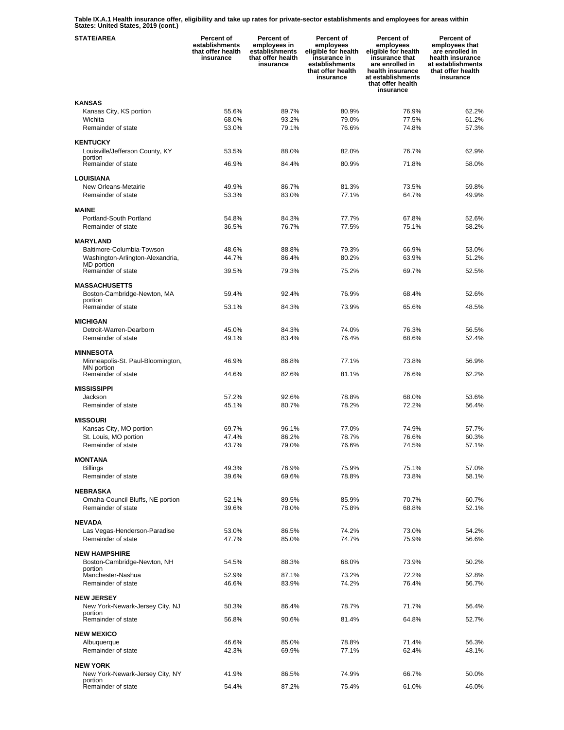**Table IX.A.1 Health insurance offer, eligibility and take up rates for private-sector establishments and employees for areas within States: United States, 2019 (cont.)**

| STATE/AREA | Percent of establishments that offer health insurance | Percent of employees in establishments that offer health insurance | Percent of employees eligible for health insurance in establishments that offer health insurance | Percent of employees eligible for health insurance that are enrolled in health insurance at establishments that offer health insurance | Percent of employees that are enrolled in health insurance at establishments that offer health insurance |
|---|---|---|---|---|---|
| **KANSAS** | | | | | |
| Kansas City, KS portion | 55.6% | 89.7% | 80.9% | 76.9% | 62.2% |
| Wichita | 68.0% | 93.2% | 79.0% | 77.5% | 61.2% |
| Remainder of state | 53.0% | 79.1% | 76.6% | 74.8% | 57.3% |
| **KENTUCKY** | | | | | |
| Louisville/Jefferson County, KY portion | 53.5% | 88.0% | 82.0% | 76.7% | 62.9% |
| Remainder of state | 46.9% | 84.4% | 80.9% | 71.8% | 58.0% |
| **LOUISIANA** | | | | | |
| New Orleans-Metairie | 49.9% | 86.7% | 81.3% | 73.5% | 59.8% |
| Remainder of state | 53.3% | 83.0% | 77.1% | 64.7% | 49.9% |
| **MAINE** | | | | | |
| Portland-South Portland | 54.8% | 84.3% | 77.7% | 67.8% | 52.6% |
| Remainder of state | 36.5% | 76.7% | 77.5% | 75.1% | 58.2% |
| **MARYLAND** | | | | | |
| Baltimore-Columbia-Towson | 48.6% | 88.8% | 79.3% | 66.9% | 53.0% |
| Washington-Arlington-Alexandria, MD portion | 44.7% | 86.4% | 80.2% | 63.9% | 51.2% |
| Remainder of state | 39.5% | 79.3% | 75.2% | 69.7% | 52.5% |
| **MASSACHUSETTS** | | | | | |
| Boston-Cambridge-Newton, MA portion | 59.4% | 92.4% | 76.9% | 68.4% | 52.6% |
| Remainder of state | 53.1% | 84.3% | 73.9% | 65.6% | 48.5% |
| **MICHIGAN** | | | | | |
| Detroit-Warren-Dearborn | 45.0% | 84.3% | 74.0% | 76.3% | 56.5% |
| Remainder of state | 49.1% | 83.4% | 76.4% | 68.6% | 52.4% |
| **MINNESOTA** | | | | | |
| Minneapolis-St. Paul-Bloomington, MN portion | 46.9% | 86.8% | 77.1% | 73.8% | 56.9% |
| Remainder of state | 44.6% | 82.6% | 81.1% | 76.6% | 62.2% |
| **MISSISSIPPI** | | | | | |
| Jackson | 57.2% | 92.6% | 78.8% | 68.0% | 53.6% |
| Remainder of state | 45.1% | 80.7% | 78.2% | 72.2% | 56.4% |
| **MISSOURI** | | | | | |
| Kansas City, MO portion | 69.7% | 96.1% | 77.0% | 74.9% | 57.7% |
| St. Louis, MO portion | 47.4% | 86.2% | 78.7% | 76.6% | 60.3% |
| Remainder of state | 43.7% | 79.0% | 76.6% | 74.5% | 57.1% |
| **MONTANA** | | | | | |
| Billings | 49.3% | 76.9% | 75.9% | 75.1% | 57.0% |
| Remainder of state | 39.6% | 69.6% | 78.8% | 73.8% | 58.1% |
| **NEBRASKA** | | | | | |
| Omaha-Council Bluffs, NE portion | 52.1% | 89.5% | 85.9% | 70.7% | 60.7% |
| Remainder of state | 39.6% | 78.0% | 75.8% | 68.8% | 52.1% |
| **NEVADA** | | | | | |
| Las Vegas-Henderson-Paradise | 53.0% | 86.5% | 74.2% | 73.0% | 54.2% |
| Remainder of state | 47.7% | 85.0% | 74.7% | 75.9% | 56.6% |
| **NEW HAMPSHIRE** | | | | | |
| Boston-Cambridge-Newton, NH portion | 54.5% | 88.3% | 68.0% | 73.9% | 50.2% |
| Manchester-Nashua | 52.9% | 87.1% | 73.2% | 72.2% | 52.8% |
| Remainder of state | 46.6% | 83.9% | 74.2% | 76.4% | 56.7% |
| **NEW JERSEY** | | | | | |
| New York-Newark-Jersey City, NJ portion | 50.3% | 86.4% | 78.7% | 71.7% | 56.4% |
| Remainder of state | 56.8% | 90.6% | 81.4% | 64.8% | 52.7% |
| **NEW MEXICO** | | | | | |
| Albuquerque | 46.6% | 85.0% | 78.8% | 71.4% | 56.3% |
| Remainder of state | 42.3% | 69.9% | 77.1% | 62.4% | 48.1% |
| **NEW YORK** | | | | | |
| New York-Newark-Jersey City, NY portion | 41.9% | 86.5% | 74.9% | 66.7% | 50.0% |
| Remainder of state | 54.4% | 87.2% | 75.4% | 61.0% | 46.0% |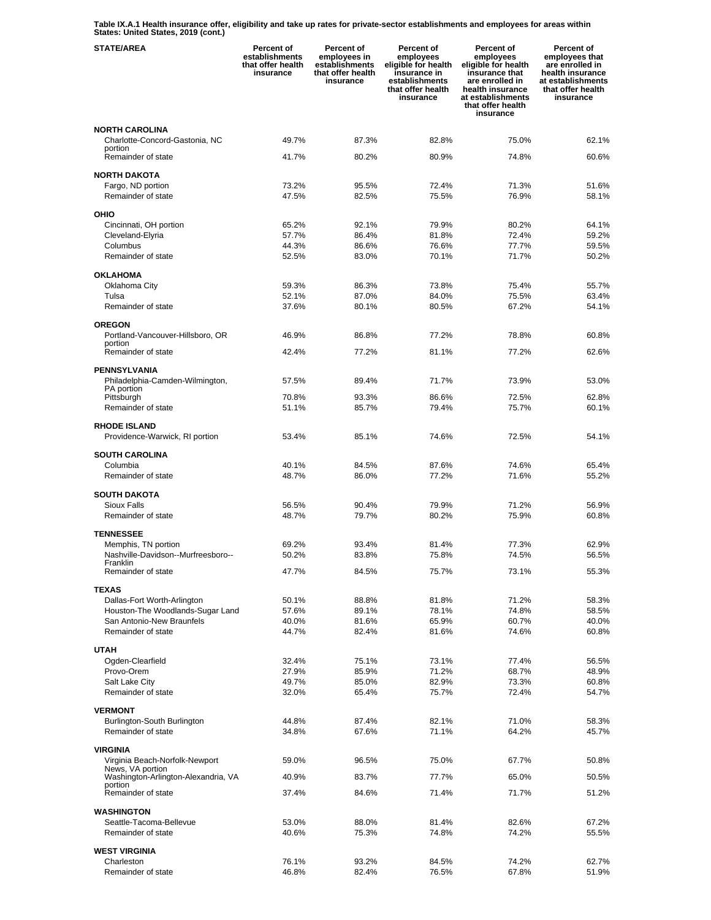**Table IX.A.1 Health insurance offer, eligibility and take up rates for private-sector establishments and employees for areas within States: United States, 2019 (cont.)**

| STATE/AREA | Percent of establishments that offer health insurance | Percent of employees in establishments that offer health insurance | Percent of employees eligible for health insurance in establishments that offer health insurance | Percent of employees eligible for health insurance that are enrolled in health insurance at establishments that offer health insurance | Percent of employees that are enrolled in health insurance at establishments that offer health insurance |
|---|---|---|---|---|---|
| **NORTH CAROLINA** | | | | | |
| Charlotte-Concord-Gastonia, NC portion | 49.7% | 87.3% | 82.8% | 75.0% | 62.1% |
| Remainder of state | 41.7% | 80.2% | 80.9% | 74.8% | 60.6% |
| **NORTH DAKOTA** | | | | | |
| Fargo, ND portion | 73.2% | 95.5% | 72.4% | 71.3% | 51.6% |
| Remainder of state | 47.5% | 82.5% | 75.5% | 76.9% | 58.1% |
| **OHIO** | | | | | |
| Cincinnati, OH portion | 65.2% | 92.1% | 79.9% | 80.2% | 64.1% |
| Cleveland-Elyria | 57.7% | 86.4% | 81.8% | 72.4% | 59.2% |
| Columbus | 44.3% | 86.6% | 76.6% | 77.7% | 59.5% |
| Remainder of state | 52.5% | 83.0% | 70.1% | 71.7% | 50.2% |
| **OKLAHOMA** | | | | | |
| Oklahoma City | 59.3% | 86.3% | 73.8% | 75.4% | 55.7% |
| Tulsa | 52.1% | 87.0% | 84.0% | 75.5% | 63.4% |
| Remainder of state | 37.6% | 80.1% | 80.5% | 67.2% | 54.1% |
| **OREGON** | | | | | |
| Portland-Vancouver-Hillsboro, OR portion | 46.9% | 86.8% | 77.2% | 78.8% | 60.8% |
| Remainder of state | 42.4% | 77.2% | 81.1% | 77.2% | 62.6% |
| **PENNSYLVANIA** | | | | | |
| Philadelphia-Camden-Wilmington, PA portion | 57.5% | 89.4% | 71.7% | 73.9% | 53.0% |
| Pittsburgh | 70.8% | 93.3% | 86.6% | 72.5% | 62.8% |
| Remainder of state | 51.1% | 85.7% | 79.4% | 75.7% | 60.1% |
| **RHODE ISLAND** | | | | | |
| Providence-Warwick, RI portion | 53.4% | 85.1% | 74.6% | 72.5% | 54.1% |
| **SOUTH CAROLINA** | | | | | |
| Columbia | 40.1% | 84.5% | 87.6% | 74.6% | 65.4% |
| Remainder of state | 48.7% | 86.0% | 77.2% | 71.6% | 55.2% |
| **SOUTH DAKOTA** | | | | | |
| Sioux Falls | 56.5% | 90.4% | 79.9% | 71.2% | 56.9% |
| Remainder of state | 48.7% | 79.7% | 80.2% | 75.9% | 60.8% |
| **TENNESSEE** | | | | | |
| Memphis, TN portion | 69.2% | 93.4% | 81.4% | 77.3% | 62.9% |
| Nashville-Davidson--Murfreesboro--Franklin | 50.2% | 83.8% | 75.8% | 74.5% | 56.5% |
| Remainder of state | 47.7% | 84.5% | 75.7% | 73.1% | 55.3% |
| **TEXAS** | | | | | |
| Dallas-Fort Worth-Arlington | 50.1% | 88.8% | 81.8% | 71.2% | 58.3% |
| Houston-The Woodlands-Sugar Land | 57.6% | 89.1% | 78.1% | 74.8% | 58.5% |
| San Antonio-New Braunfels | 40.0% | 81.6% | 65.9% | 60.7% | 40.0% |
| Remainder of state | 44.7% | 82.4% | 81.6% | 74.6% | 60.8% |
| **UTAH** | | | | | |
| Ogden-Clearfield | 32.4% | 75.1% | 73.1% | 77.4% | 56.5% |
| Provo-Orem | 27.9% | 85.9% | 71.2% | 68.7% | 48.9% |
| Salt Lake City | 49.7% | 85.0% | 82.9% | 73.3% | 60.8% |
| Remainder of state | 32.0% | 65.4% | 75.7% | 72.4% | 54.7% |
| **VERMONT** | | | | | |
| Burlington-South Burlington | 44.8% | 87.4% | 82.1% | 71.0% | 58.3% |
| Remainder of state | 34.8% | 67.6% | 71.1% | 64.2% | 45.7% |
| **VIRGINIA** | | | | | |
| Virginia Beach-Norfolk-Newport News, VA portion | 59.0% | 96.5% | 75.0% | 67.7% | 50.8% |
| Washington-Arlington-Alexandria, VA portion | 40.9% | 83.7% | 77.7% | 65.0% | 50.5% |
| Remainder of state | 37.4% | 84.6% | 71.4% | 71.7% | 51.2% |
| **WASHINGTON** | | | | | |
| Seattle-Tacoma-Bellevue | 53.0% | 88.0% | 81.4% | 82.6% | 67.2% |
| Remainder of state | 40.6% | 75.3% | 74.8% | 74.2% | 55.5% |
| **WEST VIRGINIA** | | | | | |
| Charleston | 76.1% | 93.2% | 84.5% | 74.2% | 62.7% |
| Remainder of state | 46.8% | 82.4% | 76.5% | 67.8% | 51.9% |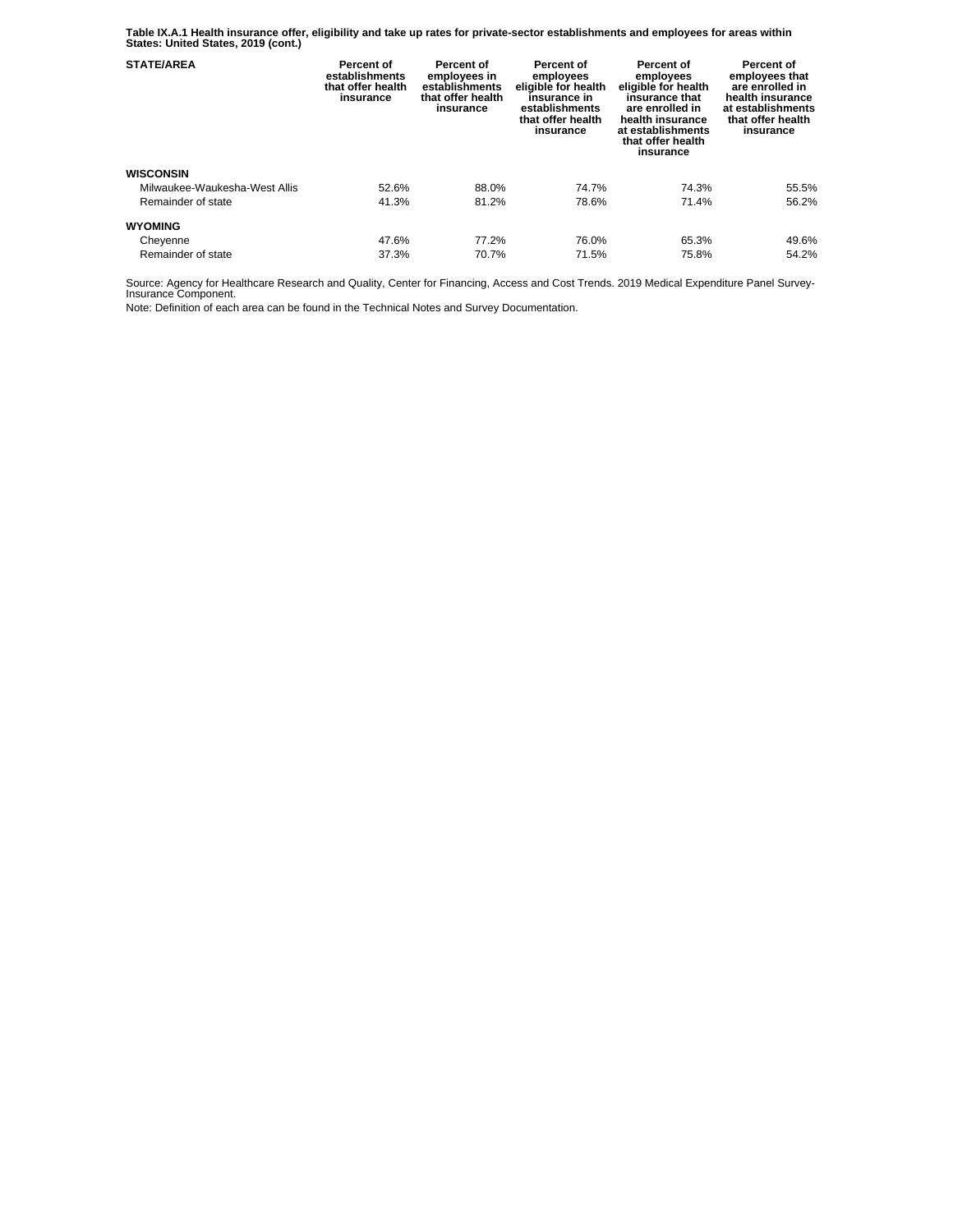**Table IX.A.1 Health insurance offer, eligibility and take up rates for private-sector establishments and employees for areas within States: United States, 2019 (cont.)**

| STATE/AREA | Percent of establishments that offer health insurance | Percent of employees in establishments that offer health insurance | Percent of employees eligible for health insurance in establishments that offer health insurance | Percent of employees eligible for health insurance that are enrolled in health insurance at establishments that offer health insurance | Percent of employees that are enrolled in health insurance at establishments that offer health insurance |
|---|---|---|---|---|---|
| **WISCONSIN** | | | | | |
| Milwaukee-Waukesha-West Allis | 52.6% | 88.0% | 74.7% | 74.3% | 55.5% |
| Remainder of state | 41.3% | 81.2% | 78.6% | 71.4% | 56.2% |
| **WYOMING** | | | | | |
| Cheyenne | 47.6% | 77.2% | 76.0% | 65.3% | 49.6% |
| Remainder of state | 37.3% | 70.7% | 71.5% | 75.8% | 54.2% |

Source: Agency for Healthcare Research and Quality, Center for Financing, Access and Cost Trends. 2019 Medical Expenditure Panel Survey-Insurance Component.

Note: Definition of each area can be found in the Technical Notes and Survey Documentation.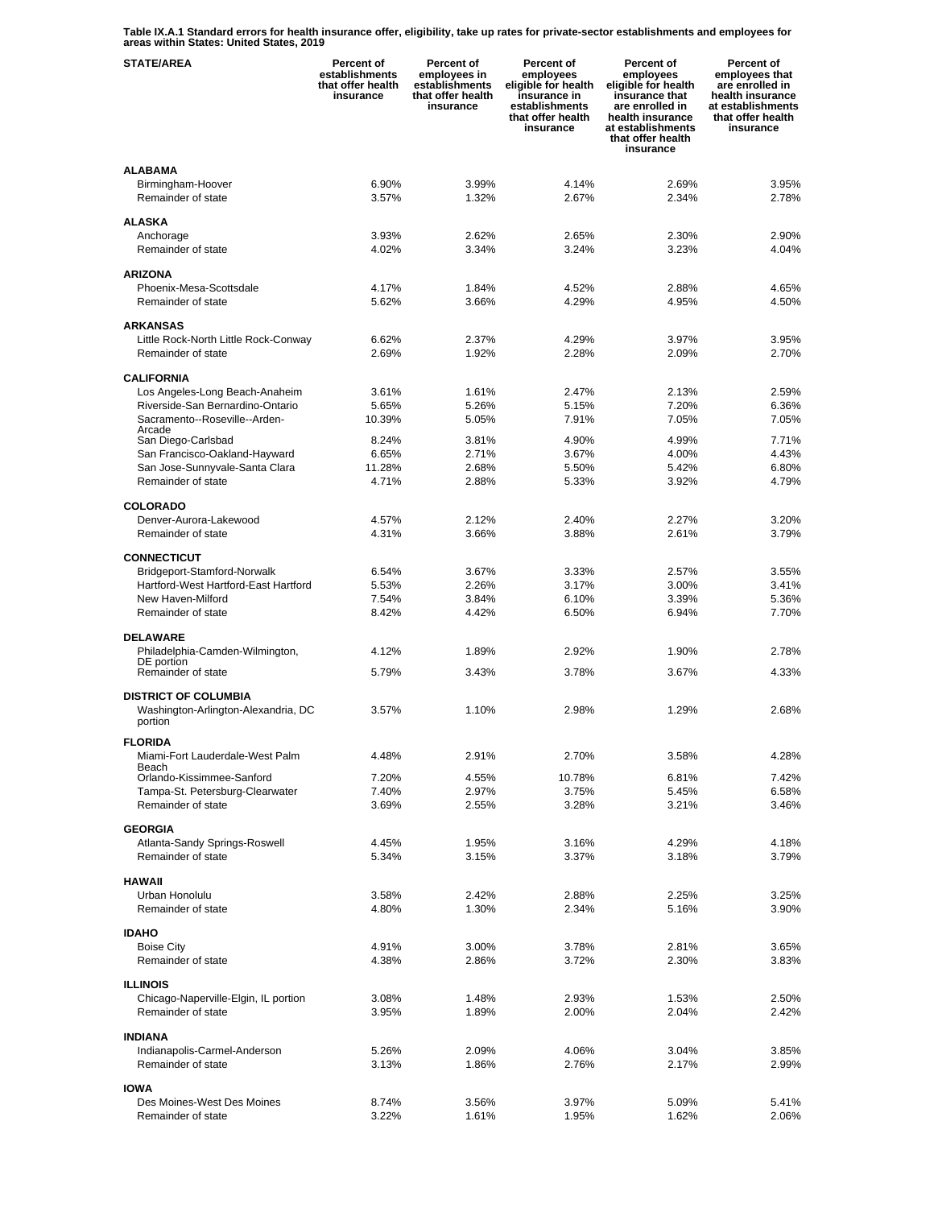**Table IX.A.1 Standard errors for health insurance offer, eligibility, take up rates for private-sector establishments and employees for areas within States: United States, 2019**

| STATE/AREA | Percent of establishments that offer health insurance | Percent of employees in establishments that offer health insurance | Percent of employees eligible for health insurance in establishments that offer health insurance | Percent of employees eligible for health insurance that are enrolled in health insurance at establishments that offer health insurance | Percent of employees that are enrolled in health insurance at establishments that offer health insurance |
|---|---|---|---|---|---|
| **ALABAMA** | | | | | |
| Birmingham-Hoover | 6.90% | 3.99% | 4.14% | 2.69% | 3.95% |
| Remainder of state | 3.57% | 1.32% | 2.67% | 2.34% | 2.78% |
| **ALASKA** | | | | | |
| Anchorage | 3.93% | 2.62% | 2.65% | 2.30% | 2.90% |
| Remainder of state | 4.02% | 3.34% | 3.24% | 3.23% | 4.04% |
| **ARIZONA** | | | | | |
| Phoenix-Mesa-Scottsdale | 4.17% | 1.84% | 4.52% | 2.88% | 4.65% |
| Remainder of state | 5.62% | 3.66% | 4.29% | 4.95% | 4.50% |
| **ARKANSAS** | | | | | |
| Little Rock-North Little Rock-Conway | 6.62% | 2.37% | 4.29% | 3.97% | 3.95% |
| Remainder of state | 2.69% | 1.92% | 2.28% | 2.09% | 2.70% |
| **CALIFORNIA** | | | | | |
| Los Angeles-Long Beach-Anaheim | 3.61% | 1.61% | 2.47% | 2.13% | 2.59% |
| Riverside-San Bernardino-Ontario | 5.65% | 5.26% | 5.15% | 7.20% | 6.36% |
| Sacramento--Roseville--Arden-Arcade | 10.39% | 5.05% | 7.91% | 7.05% | 7.05% |
| San Diego-Carlsbad | 8.24% | 3.81% | 4.90% | 4.99% | 7.71% |
| San Francisco-Oakland-Hayward | 6.65% | 2.71% | 3.67% | 4.00% | 4.43% |
| San Jose-Sunnyvale-Santa Clara | 11.28% | 2.68% | 5.50% | 5.42% | 6.80% |
| Remainder of state | 4.71% | 2.88% | 5.33% | 3.92% | 4.79% |
| **COLORADO** | | | | | |
| Denver-Aurora-Lakewood | 4.57% | 2.12% | 2.40% | 2.27% | 3.20% |
| Remainder of state | 4.31% | 3.66% | 3.88% | 2.61% | 3.79% |
| **CONNECTICUT** | | | | | |
| Bridgeport-Stamford-Norwalk | 6.54% | 3.67% | 3.33% | 2.57% | 3.55% |
| Hartford-West Hartford-East Hartford | 5.53% | 2.26% | 3.17% | 3.00% | 3.41% |
| New Haven-Milford | 7.54% | 3.84% | 6.10% | 3.39% | 5.36% |
| Remainder of state | 8.42% | 4.42% | 6.50% | 6.94% | 7.70% |
| **DELAWARE** | | | | | |
| Philadelphia-Camden-Wilmington, DE portion | 4.12% | 1.89% | 2.92% | 1.90% | 2.78% |
| Remainder of state | 5.79% | 3.43% | 3.78% | 3.67% | 4.33% |
| **DISTRICT OF COLUMBIA** | | | | | |
| Washington-Arlington-Alexandria, DC portion | 3.57% | 1.10% | 2.98% | 1.29% | 2.68% |
| **FLORIDA** | | | | | |
| Miami-Fort Lauderdale-West Palm Beach | 4.48% | 2.91% | 2.70% | 3.58% | 4.28% |
| Orlando-Kissimmee-Sanford | 7.20% | 4.55% | 10.78% | 6.81% | 7.42% |
| Tampa-St. Petersburg-Clearwater | 7.40% | 2.97% | 3.75% | 5.45% | 6.58% |
| Remainder of state | 3.69% | 2.55% | 3.28% | 3.21% | 3.46% |
| **GEORGIA** | | | | | |
| Atlanta-Sandy Springs-Roswell | 4.45% | 1.95% | 3.16% | 4.29% | 4.18% |
| Remainder of state | 5.34% | 3.15% | 3.37% | 3.18% | 3.79% |
| **HAWAII** | | | | | |
| Urban Honolulu | 3.58% | 2.42% | 2.88% | 2.25% | 3.25% |
| Remainder of state | 4.80% | 1.30% | 2.34% | 5.16% | 3.90% |
| **IDAHO** | | | | | |
| Boise City | 4.91% | 3.00% | 3.78% | 2.81% | 3.65% |
| Remainder of state | 4.38% | 2.86% | 3.72% | 2.30% | 3.83% |
| **ILLINOIS** | | | | | |
| Chicago-Naperville-Elgin, IL portion | 3.08% | 1.48% | 2.93% | 1.53% | 2.50% |
| Remainder of state | 3.95% | 1.89% | 2.00% | 2.04% | 2.42% |
| **INDIANA** | | | | | |
| Indianapolis-Carmel-Anderson | 5.26% | 2.09% | 4.06% | 3.04% | 3.85% |
| Remainder of state | 3.13% | 1.86% | 2.76% | 2.17% | 2.99% |
| **IOWA** | | | | | |
| Des Moines-West Des Moines | 8.74% | 3.56% | 3.97% | 5.09% | 5.41% |
| Remainder of state | 3.22% | 1.61% | 1.95% | 1.62% | 2.06% |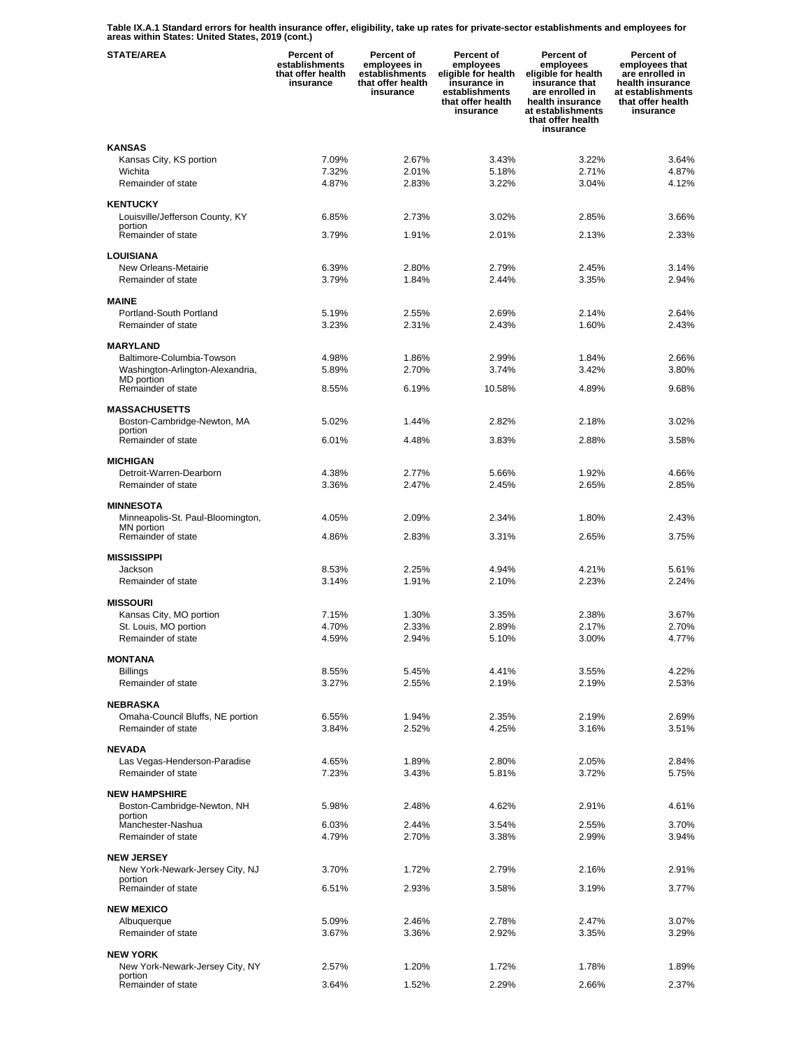**Table IX.A.1 Standard errors for health insurance offer, eligibility, take up rates for private-sector establishments and employees for areas within States: United States, 2019 (cont.)**

| STATE/AREA | Percent of establishments that offer health insurance | Percent of employees in establishments that offer health insurance | Percent of employees eligible for health insurance in establishments that offer health insurance | Percent of employees eligible for health insurance that are enrolled in health insurance at establishments that offer health insurance | Percent of employees that are enrolled in health insurance at establishments that offer health insurance |
|---|---|---|---|---|---|
| **KANSAS** | | | | | |
| Kansas City, KS portion | 7.09% | 2.67% | 3.43% | 3.22% | 3.64% |
| Wichita | 7.32% | 2.01% | 5.18% | 2.71% | 4.87% |
| Remainder of state | 4.87% | 2.83% | 3.22% | 3.04% | 4.12% |
| **KENTUCKY** | | | | | |
| Louisville/Jefferson County, KY portion | 6.85% | 2.73% | 3.02% | 2.85% | 3.66% |
| Remainder of state | 3.79% | 1.91% | 2.01% | 2.13% | 2.33% |
| **LOUISIANA** | | | | | |
| New Orleans-Metairie | 6.39% | 2.80% | 2.79% | 2.45% | 3.14% |
| Remainder of state | 3.79% | 1.84% | 2.44% | 3.35% | 2.94% |
| **MAINE** | | | | | |
| Portland-South Portland | 5.19% | 2.55% | 2.69% | 2.14% | 2.64% |
| Remainder of state | 3.23% | 2.31% | 2.43% | 1.60% | 2.43% |
| **MARYLAND** | | | | | |
| Baltimore-Columbia-Towson | 4.98% | 1.86% | 2.99% | 1.84% | 2.66% |
| Washington-Arlington-Alexandria, MD portion | 5.89% | 2.70% | 3.74% | 3.42% | 3.80% |
| Remainder of state | 8.55% | 6.19% | 10.58% | 4.89% | 9.68% |
| **MASSACHUSETTS** | | | | | |
| Boston-Cambridge-Newton, MA portion | 5.02% | 1.44% | 2.82% | 2.18% | 3.02% |
| Remainder of state | 6.01% | 4.48% | 3.83% | 2.88% | 3.58% |
| **MICHIGAN** | | | | | |
| Detroit-Warren-Dearborn | 4.38% | 2.77% | 5.66% | 1.92% | 4.66% |
| Remainder of state | 3.36% | 2.47% | 2.45% | 2.65% | 2.85% |
| **MINNESOTA** | | | | | |
| Minneapolis-St. Paul-Bloomington, MN portion | 4.05% | 2.09% | 2.34% | 1.80% | 2.43% |
| Remainder of state | 4.86% | 2.83% | 3.31% | 2.65% | 3.75% |
| **MISSISSIPPI** | | | | | |
| Jackson | 8.53% | 2.25% | 4.94% | 4.21% | 5.61% |
| Remainder of state | 3.14% | 1.91% | 2.10% | 2.23% | 2.24% |
| **MISSOURI** | | | | | |
| Kansas City, MO portion | 7.15% | 1.30% | 3.35% | 2.38% | 3.67% |
| St. Louis, MO portion | 4.70% | 2.33% | 2.89% | 2.17% | 2.70% |
| Remainder of state | 4.59% | 2.94% | 5.10% | 3.00% | 4.77% |
| **MONTANA** | | | | | |
| Billings | 8.55% | 5.45% | 4.41% | 3.55% | 4.22% |
| Remainder of state | 3.27% | 2.55% | 2.19% | 2.19% | 2.53% |
| **NEBRASKA** | | | | | |
| Omaha-Council Bluffs, NE portion | 6.55% | 1.94% | 2.35% | 2.19% | 2.69% |
| Remainder of state | 3.84% | 2.52% | 4.25% | 3.16% | 3.51% |
| **NEVADA** | | | | | |
| Las Vegas-Henderson-Paradise | 4.65% | 1.89% | 2.80% | 2.05% | 2.84% |
| Remainder of state | 7.23% | 3.43% | 5.81% | 3.72% | 5.75% |
| **NEW HAMPSHIRE** | | | | | |
| Boston-Cambridge-Newton, NH portion | 5.98% | 2.48% | 4.62% | 2.91% | 4.61% |
| Manchester-Nashua | 6.03% | 2.44% | 3.54% | 2.55% | 3.70% |
| Remainder of state | 4.79% | 2.70% | 3.38% | 2.99% | 3.94% |
| **NEW JERSEY** | | | | | |
| New York-Newark-Jersey City, NJ portion | 3.70% | 1.72% | 2.79% | 2.16% | 2.91% |
| Remainder of state | 6.51% | 2.93% | 3.58% | 3.19% | 3.77% |
| **NEW MEXICO** | | | | | |
| Albuquerque | 5.09% | 2.46% | 2.78% | 2.47% | 3.07% |
| Remainder of state | 3.67% | 3.36% | 2.92% | 3.35% | 3.29% |
| **NEW YORK** | | | | | |
| New York-Newark-Jersey City, NY portion | 2.57% | 1.20% | 1.72% | 1.78% | 1.89% |
| Remainder of state | 3.64% | 1.52% | 2.29% | 2.66% | 2.37% |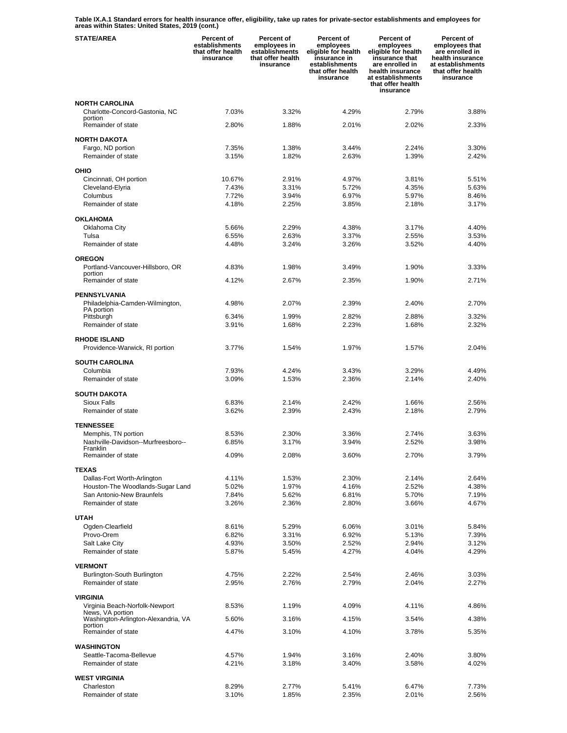**Table IX.A.1 Standard errors for health insurance offer, eligibility, take up rates for private-sector establishments and employees for areas within States: United States, 2019 (cont.)**

| STATE/AREA | Percent of establishments that offer health insurance | Percent of employees in establishments that offer health insurance | Percent of employees eligible for health insurance in establishments that offer health insurance | Percent of employees eligible for health insurance that are enrolled in health insurance at establishments that offer health insurance | Percent of employees that are enrolled in health insurance at establishments that offer health insurance |
|---|---|---|---|---|---|
| **NORTH CAROLINA** | | | | | |
| Charlotte-Concord-Gastonia, NC portion | 7.03% | 3.32% | 4.29% | 2.79% | 3.88% |
| Remainder of state | 2.80% | 1.88% | 2.01% | 2.02% | 2.33% |
| **NORTH DAKOTA** | | | | | |
| Fargo, ND portion | 7.35% | 1.38% | 3.44% | 2.24% | 3.30% |
| Remainder of state | 3.15% | 1.82% | 2.63% | 1.39% | 2.42% |
| **OHIO** | | | | | |
| Cincinnati, OH portion | 10.67% | 2.91% | 4.97% | 3.81% | 5.51% |
| Cleveland-Elyria | 7.43% | 3.31% | 5.72% | 4.35% | 5.63% |
| Columbus | 7.72% | 3.94% | 6.97% | 5.97% | 8.46% |
| Remainder of state | 4.18% | 2.25% | 3.85% | 2.18% | 3.17% |
| **OKLAHOMA** | | | | | |
| Oklahoma City | 5.66% | 2.29% | 4.38% | 3.17% | 4.40% |
| Tulsa | 6.55% | 2.63% | 3.37% | 2.55% | 3.53% |
| Remainder of state | 4.48% | 3.24% | 3.26% | 3.52% | 4.40% |
| **OREGON** | | | | | |
| Portland-Vancouver-Hillsboro, OR portion | 4.83% | 1.98% | 3.49% | 1.90% | 3.33% |
| Remainder of state | 4.12% | 2.67% | 2.35% | 1.90% | 2.71% |
| **PENNSYLVANIA** | | | | | |
| Philadelphia-Camden-Wilmington, PA portion | 4.98% | 2.07% | 2.39% | 2.40% | 2.70% |
| Pittsburgh | 6.34% | 1.99% | 2.82% | 2.88% | 3.32% |
| Remainder of state | 3.91% | 1.68% | 2.23% | 1.68% | 2.32% |
| **RHODE ISLAND** | | | | | |
| Providence-Warwick, RI portion | 3.77% | 1.54% | 1.97% | 1.57% | 2.04% |
| **SOUTH CAROLINA** | | | | | |
| Columbia | 7.93% | 4.24% | 3.43% | 3.29% | 4.49% |
| Remainder of state | 3.09% | 1.53% | 2.36% | 2.14% | 2.40% |
| **SOUTH DAKOTA** | | | | | |
| Sioux Falls | 6.83% | 2.14% | 2.42% | 1.66% | 2.56% |
| Remainder of state | 3.62% | 2.39% | 2.43% | 2.18% | 2.79% |
| **TENNESSEE** | | | | | |
| Memphis, TN portion | 8.53% | 2.30% | 3.36% | 2.74% | 3.63% |
| Nashville-Davidson--Murfreesboro--Franklin | 6.85% | 3.17% | 3.94% | 2.52% | 3.98% |
| Remainder of state | 4.09% | 2.08% | 3.60% | 2.70% | 3.79% |
| **TEXAS** | | | | | |
| Dallas-Fort Worth-Arlington | 4.11% | 1.53% | 2.30% | 2.14% | 2.64% |
| Houston-The Woodlands-Sugar Land | 5.02% | 1.97% | 4.16% | 2.52% | 4.38% |
| San Antonio-New Braunfels | 7.84% | 5.62% | 6.81% | 5.70% | 7.19% |
| Remainder of state | 3.26% | 2.36% | 2.80% | 3.66% | 4.67% |
| **UTAH** | | | | | |
| Ogden-Clearfield | 8.61% | 5.29% | 6.06% | 3.01% | 5.84% |
| Provo-Orem | 6.82% | 3.31% | 6.92% | 5.13% | 7.39% |
| Salt Lake City | 4.93% | 3.50% | 2.52% | 2.94% | 3.12% |
| Remainder of state | 5.87% | 5.45% | 4.27% | 4.04% | 4.29% |
| **VERMONT** | | | | | |
| Burlington-South Burlington | 4.75% | 2.22% | 2.54% | 2.46% | 3.03% |
| Remainder of state | 2.95% | 2.76% | 2.79% | 2.04% | 2.27% |
| **VIRGINIA** | | | | | |
| Virginia Beach-Norfolk-Newport News, VA portion | 8.53% | 1.19% | 4.09% | 4.11% | 4.86% |
| Washington-Arlington-Alexandria, VA portion | 5.60% | 3.16% | 4.15% | 3.54% | 4.38% |
| Remainder of state | 4.47% | 3.10% | 4.10% | 3.78% | 5.35% |
| **WASHINGTON** | | | | | |
| Seattle-Tacoma-Bellevue | 4.57% | 1.94% | 3.16% | 2.40% | 3.80% |
| Remainder of state | 4.21% | 3.18% | 3.40% | 3.58% | 4.02% |
| **WEST VIRGINIA** | | | | | |
| Charleston | 8.29% | 2.77% | 5.41% | 6.47% | 7.73% |
| Remainder of state | 3.10% | 1.85% | 2.35% | 2.01% | 2.56% |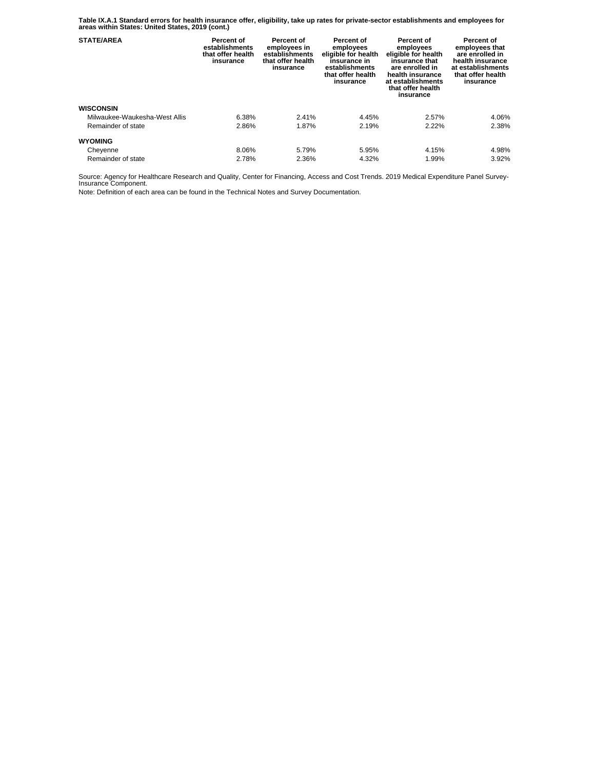**Table IX.A.1 Standard errors for health insurance offer, eligibility, take up rates for private-sector establishments and employees for areas within States: United States, 2019 (cont.)**

| STATE/AREA | Percent of establishments that offer health insurance | Percent of employees in establishments that offer health insurance | Percent of employees eligible for health insurance in establishments that offer health insurance | Percent of employees eligible for health insurance that are enrolled in health insurance at establishments that offer health insurance | Percent of employees that are enrolled in health insurance at establishments that offer health insurance |
|---|---|---|---|---|---|
| **WISCONSIN** | | | | | |
| Milwaukee-Waukesha-West Allis | 6.38% | 2.41% | 4.45% | 2.57% | 4.06% |
| Remainder of state | 2.86% | 1.87% | 2.19% | 2.22% | 2.38% |
| **WYOMING** | | | | | |
| Cheyenne | 8.06% | 5.79% | 5.95% | 4.15% | 4.98% |
| Remainder of state | 2.78% | 2.36% | 4.32% | 1.99% | 3.92% |

Source: Agency for Healthcare Research and Quality, Center for Financing, Access and Cost Trends. 2019 Medical Expenditure Panel Survey-Insurance Component.

Note: Definition of each area can be found in the Technical Notes and Survey Documentation.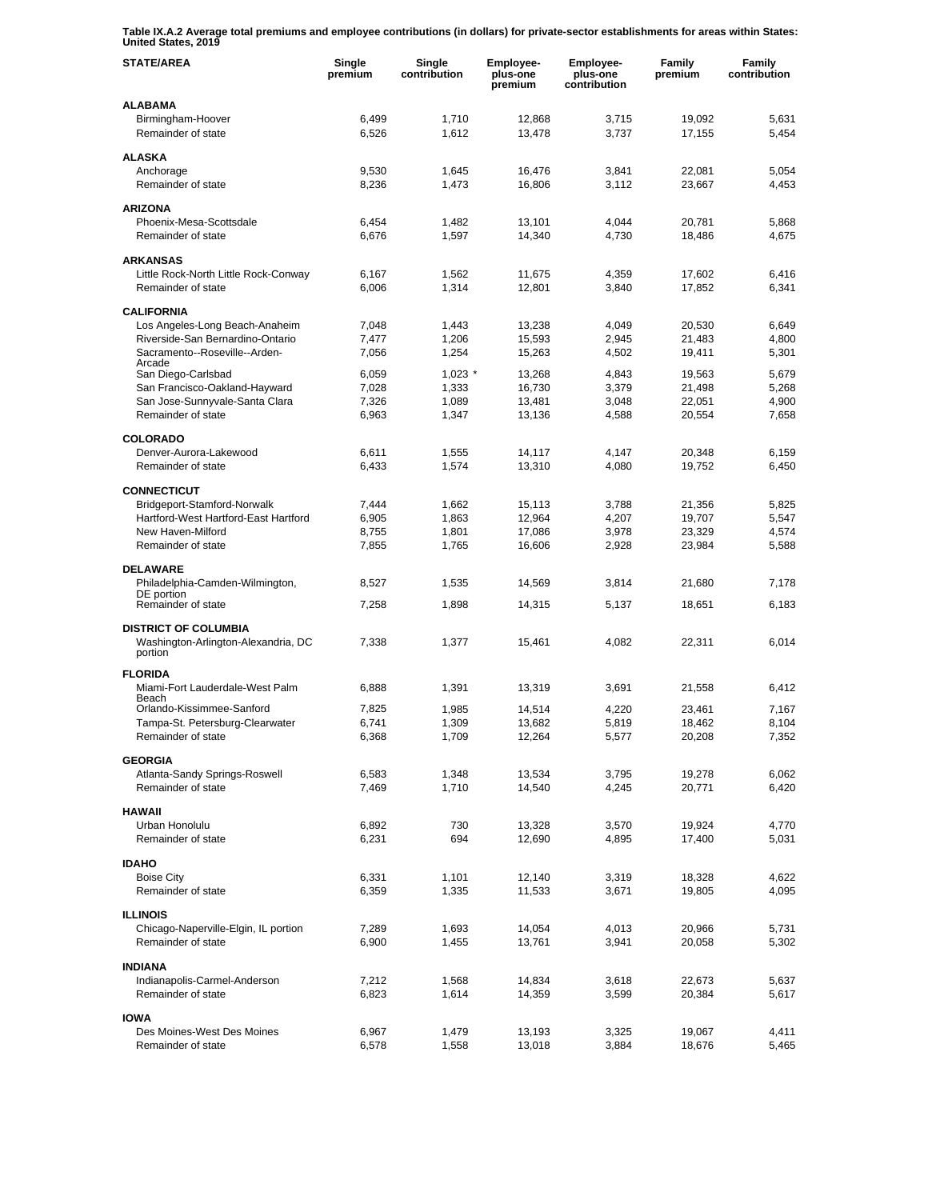**Table IX.A.2 Average total premiums and employee contributions (in dollars) for private-sector establishments for areas within States: United States, 2019**

| STATE/AREA | Single premium | Single contribution | Employee-plus-one premium | Employee-plus-one contribution | Family premium | Family contribution |
|---|---|---|---|---|---|---|
| **ALABAMA** | | | | | | |
| Birmingham-Hoover | 6,499 | 1,710 | 12,868 | 3,715 | 19,092 | 5,631 |
| Remainder of state | 6,526 | 1,612 | 13,478 | 3,737 | 17,155 | 5,454 |
| **ALASKA** | | | | | | |
| Anchorage | 9,530 | 1,645 | 16,476 | 3,841 | 22,081 | 5,054 |
| Remainder of state | 8,236 | 1,473 | 16,806 | 3,112 | 23,667 | 4,453 |
| **ARIZONA** | | | | | | |
| Phoenix-Mesa-Scottsdale | 6,454 | 1,482 | 13,101 | 4,044 | 20,781 | 5,868 |
| Remainder of state | 6,676 | 1,597 | 14,340 | 4,730 | 18,486 | 4,675 |
| **ARKANSAS** | | | | | | |
| Little Rock-North Little Rock-Conway | 6,167 | 1,562 | 11,675 | 4,359 | 17,602 | 6,416 |
| Remainder of state | 6,006 | 1,314 | 12,801 | 3,840 | 17,852 | 6,341 |
| **CALIFORNIA** | | | | | | |
| Los Angeles-Long Beach-Anaheim | 7,048 | 1,443 | 13,238 | 4,049 | 20,530 | 6,649 |
| Riverside-San Bernardino-Ontario | 7,477 | 1,206 | 15,593 | 2,945 | 21,483 | 4,800 |
| Sacramento--Roseville--Arden-Arcade | 7,056 | 1,254 | 15,263 | 4,502 | 19,411 | 5,301 |
| San Diego-Carlsbad | 6,059 | 1,023 * | 13,268 | 4,843 | 19,563 | 5,679 |
| San Francisco-Oakland-Hayward | 7,028 | 1,333 | 16,730 | 3,379 | 21,498 | 5,268 |
| San Jose-Sunnyvale-Santa Clara | 7,326 | 1,089 | 13,481 | 3,048 | 22,051 | 4,900 |
| Remainder of state | 6,963 | 1,347 | 13,136 | 4,588 | 20,554 | 7,658 |
| **COLORADO** | | | | | | |
| Denver-Aurora-Lakewood | 6,611 | 1,555 | 14,117 | 4,147 | 20,348 | 6,159 |
| Remainder of state | 6,433 | 1,574 | 13,310 | 4,080 | 19,752 | 6,450 |
| **CONNECTICUT** | | | | | | |
| Bridgeport-Stamford-Norwalk | 7,444 | 1,662 | 15,113 | 3,788 | 21,356 | 5,825 |
| Hartford-West Hartford-East Hartford | 6,905 | 1,863 | 12,964 | 4,207 | 19,707 | 5,547 |
| New Haven-Milford | 8,755 | 1,801 | 17,086 | 3,978 | 23,329 | 4,574 |
| Remainder of state | 7,855 | 1,765 | 16,606 | 2,928 | 23,984 | 5,588 |
| **DELAWARE** | | | | | | |
| Philadelphia-Camden-Wilmington, DE portion | 8,527 | 1,535 | 14,569 | 3,814 | 21,680 | 7,178 |
| Remainder of state | 7,258 | 1,898 | 14,315 | 5,137 | 18,651 | 6,183 |
| **DISTRICT OF COLUMBIA** | | | | | | |
| Washington-Arlington-Alexandria, DC portion | 7,338 | 1,377 | 15,461 | 4,082 | 22,311 | 6,014 |
| **FLORIDA** | | | | | | |
| Miami-Fort Lauderdale-West Palm Beach | 6,888 | 1,391 | 13,319 | 3,691 | 21,558 | 6,412 |
| Orlando-Kissimmee-Sanford | 7,825 | 1,985 | 14,514 | 4,220 | 23,461 | 7,167 |
| Tampa-St. Petersburg-Clearwater | 6,741 | 1,309 | 13,682 | 5,819 | 18,462 | 8,104 |
| Remainder of state | 6,368 | 1,709 | 12,264 | 5,577 | 20,208 | 7,352 |
| **GEORGIA** | | | | | | |
| Atlanta-Sandy Springs-Roswell | 6,583 | 1,348 | 13,534 | 3,795 | 19,278 | 6,062 |
| Remainder of state | 7,469 | 1,710 | 14,540 | 4,245 | 20,771 | 6,420 |
| **HAWAII** | | | | | | |
| Urban Honolulu | 6,892 | 730 | 13,328 | 3,570 | 19,924 | 4,770 |
| Remainder of state | 6,231 | 694 | 12,690 | 4,895 | 17,400 | 5,031 |
| **IDAHO** | | | | | | |
| Boise City | 6,331 | 1,101 | 12,140 | 3,319 | 18,328 | 4,622 |
| Remainder of state | 6,359 | 1,335 | 11,533 | 3,671 | 19,805 | 4,095 |
| **ILLINOIS** | | | | | | |
| Chicago-Naperville-Elgin, IL portion | 7,289 | 1,693 | 14,054 | 4,013 | 20,966 | 5,731 |
| Remainder of state | 6,900 | 1,455 | 13,761 | 3,941 | 20,058 | 5,302 |
| **INDIANA** | | | | | | |
| Indianapolis-Carmel-Anderson | 7,212 | 1,568 | 14,834 | 3,618 | 22,673 | 5,637 |
| Remainder of state | 6,823 | 1,614 | 14,359 | 3,599 | 20,384 | 5,617 |
| **IOWA** | | | | | | |
| Des Moines-West Des Moines | 6,967 | 1,479 | 13,193 | 3,325 | 19,067 | 4,411 |
| Remainder of state | 6,578 | 1,558 | 13,018 | 3,884 | 18,676 | 5,465 |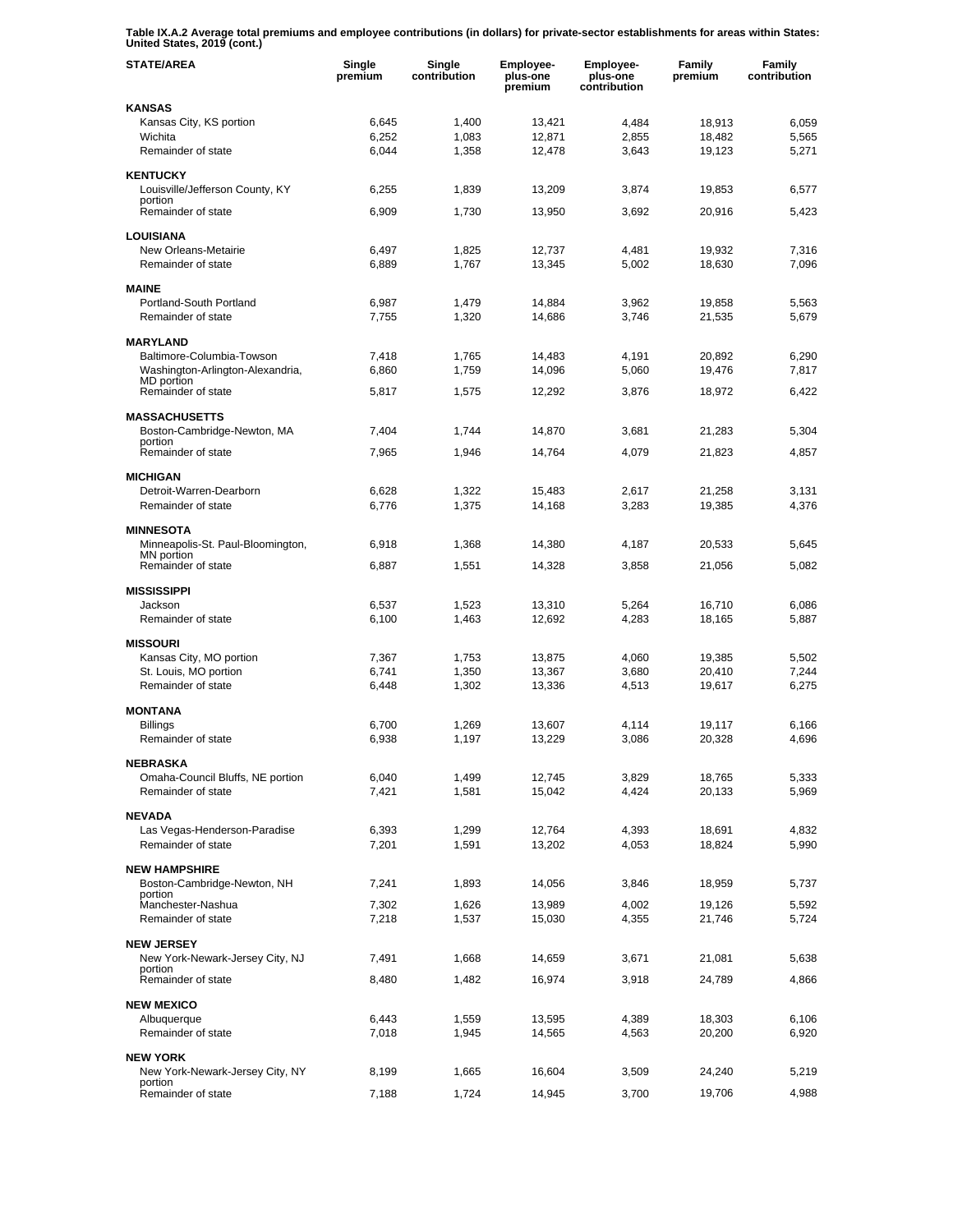**Table IX.A.2 Average total premiums and employee contributions (in dollars) for private-sector establishments for areas within States: United States, 2019 (cont.)**

| STATE/AREA | Single premium | Single contribution | Employee-plus-one premium | Employee-plus-one contribution | Family premium | Family contribution |
|---|---|---|---|---|---|---|
| **KANSAS** | | | | | | |
| Kansas City, KS portion | 6,645 | 1,400 | 13,421 | 4,484 | 18,913 | 6,059 |
| Wichita | 6,252 | 1,083 | 12,871 | 2,855 | 18,482 | 5,565 |
| Remainder of state | 6,044 | 1,358 | 12,478 | 3,643 | 19,123 | 5,271 |
| **KENTUCKY** | | | | | | |
| Louisville/Jefferson County, KY portion | 6,255 | 1,839 | 13,209 | 3,874 | 19,853 | 6,577 |
| Remainder of state | 6,909 | 1,730 | 13,950 | 3,692 | 20,916 | 5,423 |
| **LOUISIANA** | | | | | | |
| New Orleans-Metairie | 6,497 | 1,825 | 12,737 | 4,481 | 19,932 | 7,316 |
| Remainder of state | 6,889 | 1,767 | 13,345 | 5,002 | 18,630 | 7,096 |
| **MAINE** | | | | | | |
| Portland-South Portland | 6,987 | 1,479 | 14,884 | 3,962 | 19,858 | 5,563 |
| Remainder of state | 7,755 | 1,320 | 14,686 | 3,746 | 21,535 | 5,679 |
| **MARYLAND** | | | | | | |
| Baltimore-Columbia-Towson | 7,418 | 1,765 | 14,483 | 4,191 | 20,892 | 6,290 |
| Washington-Arlington-Alexandria, MD portion | 6,860 | 1,759 | 14,096 | 5,060 | 19,476 | 7,817 |
| Remainder of state | 5,817 | 1,575 | 12,292 | 3,876 | 18,972 | 6,422 |
| **MASSACHUSETTS** | | | | | | |
| Boston-Cambridge-Newton, MA portion | 7,404 | 1,744 | 14,870 | 3,681 | 21,283 | 5,304 |
| Remainder of state | 7,965 | 1,946 | 14,764 | 4,079 | 21,823 | 4,857 |
| **MICHIGAN** | | | | | | |
| Detroit-Warren-Dearborn | 6,628 | 1,322 | 15,483 | 2,617 | 21,258 | 3,131 |
| Remainder of state | 6,776 | 1,375 | 14,168 | 3,283 | 19,385 | 4,376 |
| **MINNESOTA** | | | | | | |
| Minneapolis-St. Paul-Bloomington, MN portion | 6,918 | 1,368 | 14,380 | 4,187 | 20,533 | 5,645 |
| Remainder of state | 6,887 | 1,551 | 14,328 | 3,858 | 21,056 | 5,082 |
| **MISSISSIPPI** | | | | | | |
| Jackson | 6,537 | 1,523 | 13,310 | 5,264 | 16,710 | 6,086 |
| Remainder of state | 6,100 | 1,463 | 12,692 | 4,283 | 18,165 | 5,887 |
| **MISSOURI** | | | | | | |
| Kansas City, MO portion | 7,367 | 1,753 | 13,875 | 4,060 | 19,385 | 5,502 |
| St. Louis, MO portion | 6,741 | 1,350 | 13,367 | 3,680 | 20,410 | 7,244 |
| Remainder of state | 6,448 | 1,302 | 13,336 | 4,513 | 19,617 | 6,275 |
| **MONTANA** | | | | | | |
| Billings | 6,700 | 1,269 | 13,607 | 4,114 | 19,117 | 6,166 |
| Remainder of state | 6,938 | 1,197 | 13,229 | 3,086 | 20,328 | 4,696 |
| **NEBRASKA** | | | | | | |
| Omaha-Council Bluffs, NE portion | 6,040 | 1,499 | 12,745 | 3,829 | 18,765 | 5,333 |
| Remainder of state | 7,421 | 1,581 | 15,042 | 4,424 | 20,133 | 5,969 |
| **NEVADA** | | | | | | |
| Las Vegas-Henderson-Paradise | 6,393 | 1,299 | 12,764 | 4,393 | 18,691 | 4,832 |
| Remainder of state | 7,201 | 1,591 | 13,202 | 4,053 | 18,824 | 5,990 |
| **NEW HAMPSHIRE** | | | | | | |
| Boston-Cambridge-Newton, NH portion | 7,241 | 1,893 | 14,056 | 3,846 | 18,959 | 5,737 |
| Manchester-Nashua | 7,302 | 1,626 | 13,989 | 4,002 | 19,126 | 5,592 |
| Remainder of state | 7,218 | 1,537 | 15,030 | 4,355 | 21,746 | 5,724 |
| **NEW JERSEY** | | | | | | |
| New York-Newark-Jersey City, NJ portion | 7,491 | 1,668 | 14,659 | 3,671 | 21,081 | 5,638 |
| Remainder of state | 8,480 | 1,482 | 16,974 | 3,918 | 24,789 | 4,866 |
| **NEW MEXICO** | | | | | | |
| Albuquerque | 6,443 | 1,559 | 13,595 | 4,389 | 18,303 | 6,106 |
| Remainder of state | 7,018 | 1,945 | 14,565 | 4,563 | 20,200 | 6,920 |
| **NEW YORK** | | | | | | |
| New York-Newark-Jersey City, NY portion | 8,199 | 1,665 | 16,604 | 3,509 | 24,240 | 5,219 |
| Remainder of state | 7,188 | 1,724 | 14,945 | 3,700 | 19,706 | 4,988 |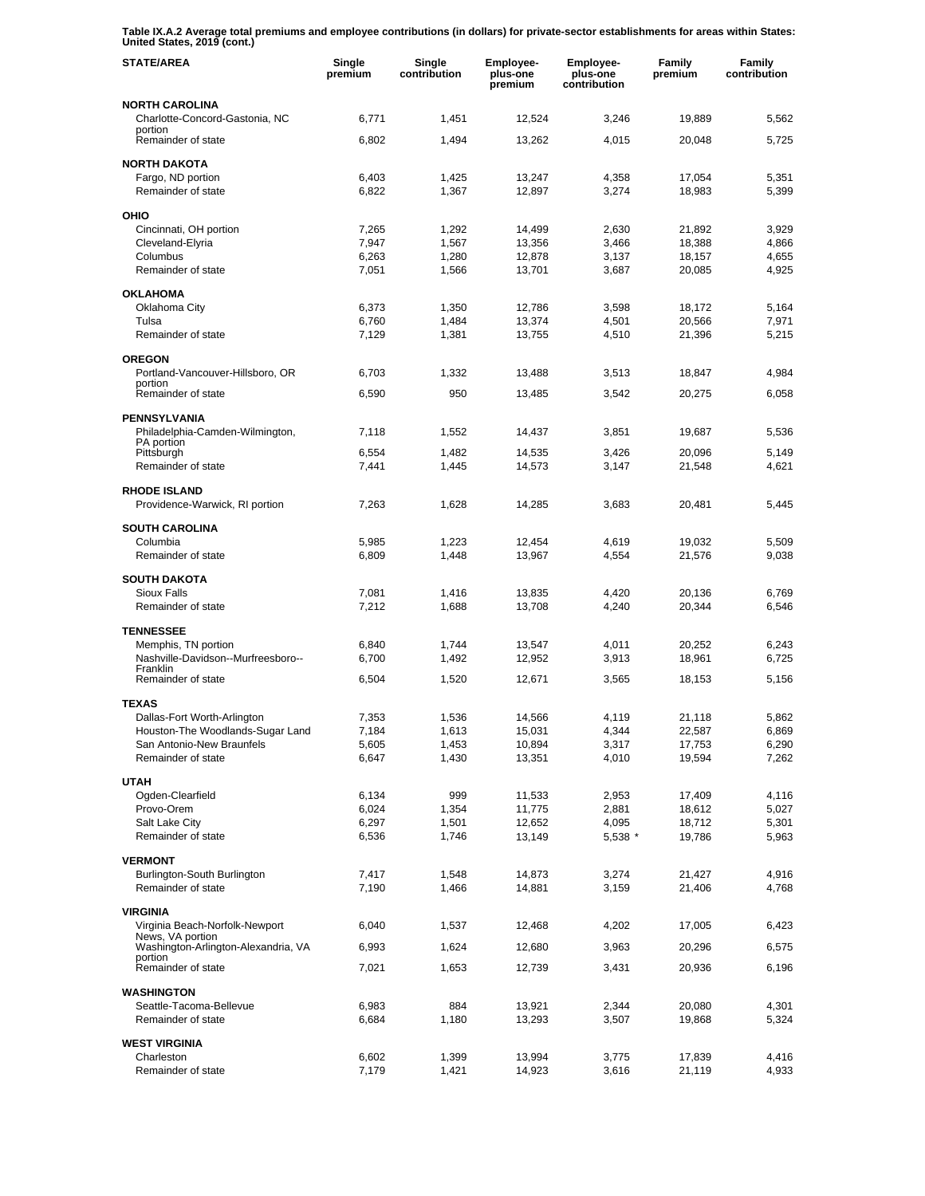**Table IX.A.2 Average total premiums and employee contributions (in dollars) for private-sector establishments for areas within States: United States, 2019 (cont.)**

| STATE/AREA | Single premium | Single contribution | Employee-plus-one premium | Employee-plus-one contribution | Family premium | Family contribution |
|---|---|---|---|---|---|---|
| **NORTH CAROLINA** | | | | | | |
| Charlotte-Concord-Gastonia, NC portion | 6,771 | 1,451 | 12,524 | 3,246 | 19,889 | 5,562 |
| Remainder of state | 6,802 | 1,494 | 13,262 | 4,015 | 20,048 | 5,725 |
| **NORTH DAKOTA** | | | | | | |
| Fargo, ND portion | 6,403 | 1,425 | 13,247 | 4,358 | 17,054 | 5,351 |
| Remainder of state | 6,822 | 1,367 | 12,897 | 3,274 | 18,983 | 5,399 |
| **OHIO** | | | | | | |
| Cincinnati, OH portion | 7,265 | 1,292 | 14,499 | 2,630 | 21,892 | 3,929 |
| Cleveland-Elyria | 7,947 | 1,567 | 13,356 | 3,466 | 18,388 | 4,866 |
| Columbus | 6,263 | 1,280 | 12,878 | 3,137 | 18,157 | 4,655 |
| Remainder of state | 7,051 | 1,566 | 13,701 | 3,687 | 20,085 | 4,925 |
| **OKLAHOMA** | | | | | | |
| Oklahoma City | 6,373 | 1,350 | 12,786 | 3,598 | 18,172 | 5,164 |
| Tulsa | 6,760 | 1,484 | 13,374 | 4,501 | 20,566 | 7,971 |
| Remainder of state | 7,129 | 1,381 | 13,755 | 4,510 | 21,396 | 5,215 |
| **OREGON** | | | | | | |
| Portland-Vancouver-Hillsboro, OR portion | 6,703 | 1,332 | 13,488 | 3,513 | 18,847 | 4,984 |
| Remainder of state | 6,590 | 950 | 13,485 | 3,542 | 20,275 | 6,058 |
| **PENNSYLVANIA** | | | | | | |
| Philadelphia-Camden-Wilmington, PA portion | 7,118 | 1,552 | 14,437 | 3,851 | 19,687 | 5,536 |
| Pittsburgh | 6,554 | 1,482 | 14,535 | 3,426 | 20,096 | 5,149 |
| Remainder of state | 7,441 | 1,445 | 14,573 | 3,147 | 21,548 | 4,621 |
| **RHODE ISLAND** | | | | | | |
| Providence-Warwick, RI portion | 7,263 | 1,628 | 14,285 | 3,683 | 20,481 | 5,445 |
| **SOUTH CAROLINA** | | | | | | |
| Columbia | 5,985 | 1,223 | 12,454 | 4,619 | 19,032 | 5,509 |
| Remainder of state | 6,809 | 1,448 | 13,967 | 4,554 | 21,576 | 9,038 |
| **SOUTH DAKOTA** | | | | | | |
| Sioux Falls | 7,081 | 1,416 | 13,835 | 4,420 | 20,136 | 6,769 |
| Remainder of state | 7,212 | 1,688 | 13,708 | 4,240 | 20,344 | 6,546 |
| **TENNESSEE** | | | | | | |
| Memphis, TN portion | 6,840 | 1,744 | 13,547 | 4,011 | 20,252 | 6,243 |
| Nashville-Davidson--Murfreesboro--Franklin | 6,700 | 1,492 | 12,952 | 3,913 | 18,961 | 6,725 |
| Remainder of state | 6,504 | 1,520 | 12,671 | 3,565 | 18,153 | 5,156 |
| **TEXAS** | | | | | | |
| Dallas-Fort Worth-Arlington | 7,353 | 1,536 | 14,566 | 4,119 | 21,118 | 5,862 |
| Houston-The Woodlands-Sugar Land | 7,184 | 1,613 | 15,031 | 4,344 | 22,587 | 6,869 |
| San Antonio-New Braunfels | 5,605 | 1,453 | 10,894 | 3,317 | 17,753 | 6,290 |
| Remainder of state | 6,647 | 1,430 | 13,351 | 4,010 | 19,594 | 7,262 |
| **UTAH** | | | | | | |
| Ogden-Clearfield | 6,134 | 999 | 11,533 | 2,953 | 17,409 | 4,116 |
| Provo-Orem | 6,024 | 1,354 | 11,775 | 2,881 | 18,612 | 5,027 |
| Salt Lake City | 6,297 | 1,501 | 12,652 | 4,095 | 18,712 | 5,301 |
| Remainder of state | 6,536 | 1,746 | 13,149 | 5,538 * | 19,786 | 5,963 |
| **VERMONT** | | | | | | |
| Burlington-South Burlington | 7,417 | 1,548 | 14,873 | 3,274 | 21,427 | 4,916 |
| Remainder of state | 7,190 | 1,466 | 14,881 | 3,159 | 21,406 | 4,768 |
| **VIRGINIA** | | | | | | |
| Virginia Beach-Norfolk-Newport News, VA portion | 6,040 | 1,537 | 12,468 | 4,202 | 17,005 | 6,423 |
| Washington-Arlington-Alexandria, VA portion | 6,993 | 1,624 | 12,680 | 3,963 | 20,296 | 6,575 |
| Remainder of state | 7,021 | 1,653 | 12,739 | 3,431 | 20,936 | 6,196 |
| **WASHINGTON** | | | | | | |
| Seattle-Tacoma-Bellevue | 6,983 | 884 | 13,921 | 2,344 | 20,080 | 4,301 |
| Remainder of state | 6,684 | 1,180 | 13,293 | 3,507 | 19,868 | 5,324 |
| **WEST VIRGINIA** | | | | | | |
| Charleston | 6,602 | 1,399 | 13,994 | 3,775 | 17,839 | 4,416 |
| Remainder of state | 7,179 | 1,421 | 14,923 | 3,616 | 21,119 | 4,933 |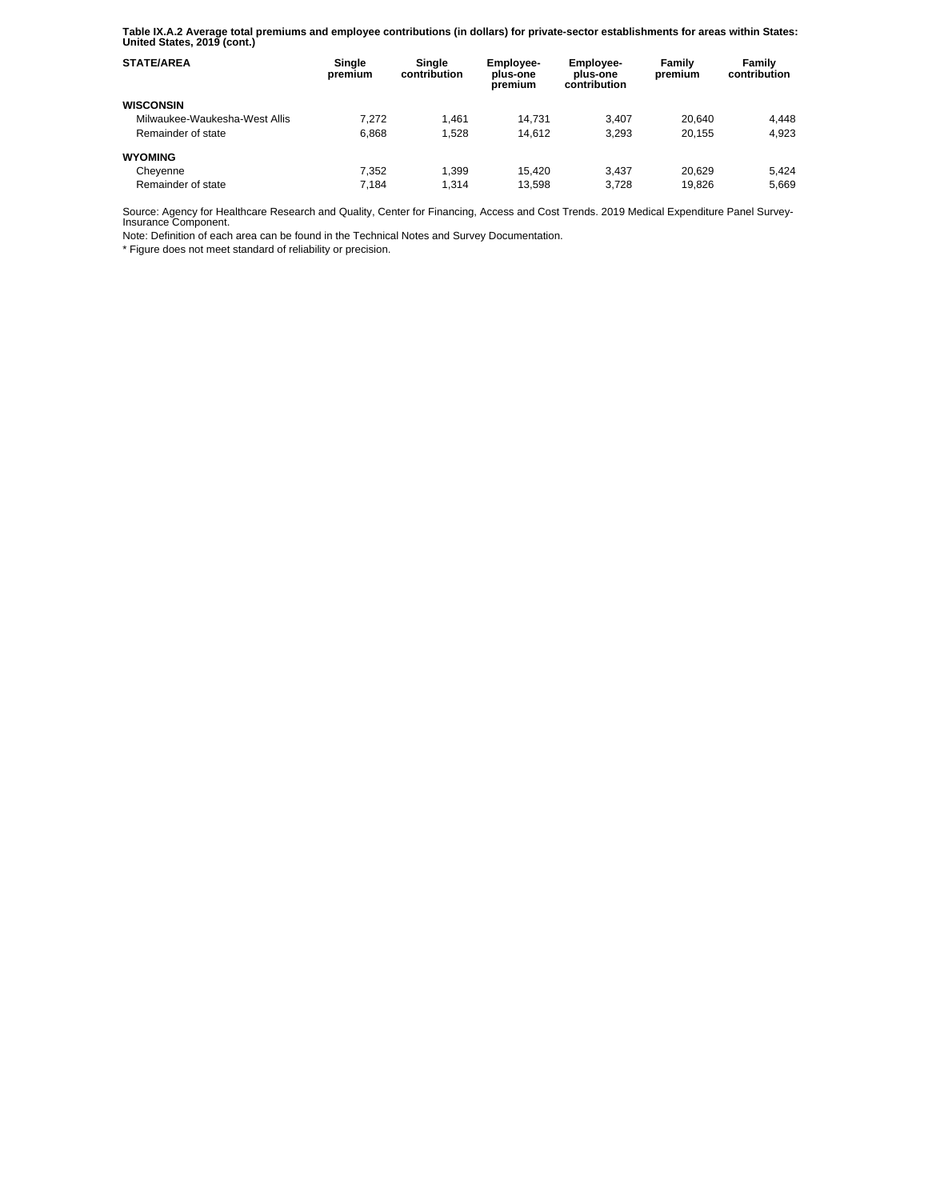**Table IX.A.2 Average total premiums and employee contributions (in dollars) for private-sector establishments for areas within States: United States, 2019 (cont.)**

| STATE/AREA | Single premium | Single contribution | Employee-plus-one premium | Employee-plus-one contribution | Family premium | Family contribution |
|---|---|---|---|---|---|---|
| **WISCONSIN** | | | | | | |
| Milwaukee-Waukesha-West Allis | 7,272 | 1,461 | 14,731 | 3,407 | 20,640 | 4,448 |
| Remainder of state | 6,868 | 1,528 | 14,612 | 3,293 | 20,155 | 4,923 |
| **WYOMING** | | | | | | |
| Cheyenne | 7,352 | 1,399 | 15,420 | 3,437 | 20,629 | 5,424 |
| Remainder of state | 7,184 | 1,314 | 13,598 | 3,728 | 19,826 | 5,669 |

Source: Agency for Healthcare Research and Quality, Center for Financing, Access and Cost Trends. 2019 Medical Expenditure Panel Survey-Insurance Component.

Note: Definition of each area can be found in the Technical Notes and Survey Documentation.

* Figure does not meet standard of reliability or precision.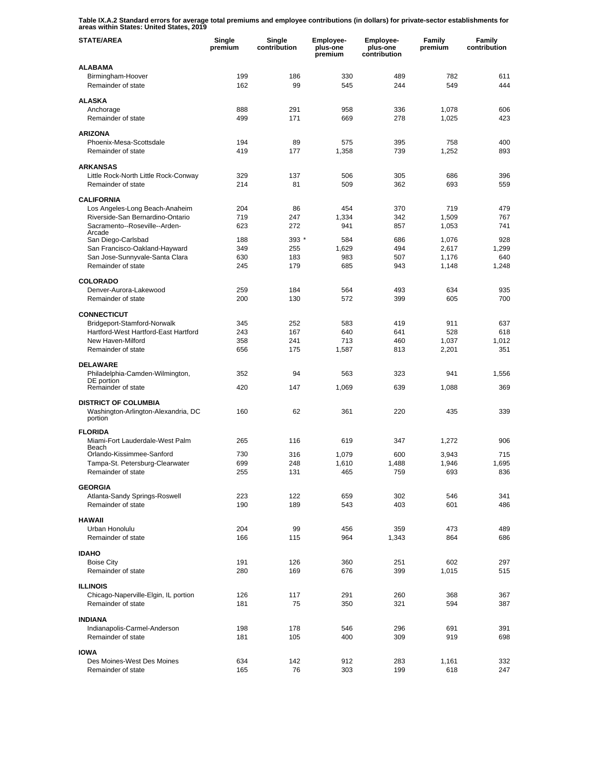**Table IX.A.2 Standard errors for average total premiums and employee contributions (in dollars) for private-sector establishments for areas within States: United States, 2019**

| STATE/AREA | Single premium | Single contribution | Employee-plus-one premium | Employee-plus-one contribution | Family premium | Family contribution |
|---|---|---|---|---|---|---|
| **ALABAMA** | | | | | | |
| Birmingham-Hoover | 199 | 186 | 330 | 489 | 782 | 611 |
| Remainder of state | 162 | 99 | 545 | 244 | 549 | 444 |
| **ALASKA** | | | | | | |
| Anchorage | 888 | 291 | 958 | 336 | 1,078 | 606 |
| Remainder of state | 499 | 171 | 669 | 278 | 1,025 | 423 |
| **ARIZONA** | | | | | | |
| Phoenix-Mesa-Scottsdale | 194 | 89 | 575 | 395 | 758 | 400 |
| Remainder of state | 419 | 177 | 1,358 | 739 | 1,252 | 893 |
| **ARKANSAS** | | | | | | |
| Little Rock-North Little Rock-Conway | 329 | 137 | 506 | 305 | 686 | 396 |
| Remainder of state | 214 | 81 | 509 | 362 | 693 | 559 |
| **CALIFORNIA** | | | | | | |
| Los Angeles-Long Beach-Anaheim | 204 | 86 | 454 | 370 | 719 | 479 |
| Riverside-San Bernardino-Ontario | 719 | 247 | 1,334 | 342 | 1,509 | 767 |
| Sacramento--Roseville--Arden-Arcade | 623 | 272 | 941 | 857 | 1,053 | 741 |
| San Diego-Carlsbad | 188 | 393 * | 584 | 686 | 1,076 | 928 |
| San Francisco-Oakland-Hayward | 349 | 255 | 1,629 | 494 | 2,617 | 1,299 |
| San Jose-Sunnyvale-Santa Clara | 630 | 183 | 983 | 507 | 1,176 | 640 |
| Remainder of state | 245 | 179 | 685 | 943 | 1,148 | 1,248 |
| **COLORADO** | | | | | | |
| Denver-Aurora-Lakewood | 259 | 184 | 564 | 493 | 634 | 935 |
| Remainder of state | 200 | 130 | 572 | 399 | 605 | 700 |
| **CONNECTICUT** | | | | | | |
| Bridgeport-Stamford-Norwalk | 345 | 252 | 583 | 419 | 911 | 637 |
| Hartford-West Hartford-East Hartford | 243 | 167 | 640 | 641 | 528 | 618 |
| New Haven-Milford | 358 | 241 | 713 | 460 | 1,037 | 1,012 |
| Remainder of state | 656 | 175 | 1,587 | 813 | 2,201 | 351 |
| **DELAWARE** | | | | | | |
| Philadelphia-Camden-Wilmington, DE portion | 352 | 94 | 563 | 323 | 941 | 1,556 |
| Remainder of state | 420 | 147 | 1,069 | 639 | 1,088 | 369 |
| **DISTRICT OF COLUMBIA** | | | | | | |
| Washington-Arlington-Alexandria, DC portion | 160 | 62 | 361 | 220 | 435 | 339 |
| **FLORIDA** | | | | | | |
| Miami-Fort Lauderdale-West Palm Beach | 265 | 116 | 619 | 347 | 1,272 | 906 |
| Orlando-Kissimmee-Sanford | 730 | 316 | 1,079 | 600 | 3,943 | 715 |
| Tampa-St. Petersburg-Clearwater | 699 | 248 | 1,610 | 1,488 | 1,946 | 1,695 |
| Remainder of state | 255 | 131 | 465 | 759 | 693 | 836 |
| **GEORGIA** | | | | | | |
| Atlanta-Sandy Springs-Roswell | 223 | 122 | 659 | 302 | 546 | 341 |
| Remainder of state | 190 | 189 | 543 | 403 | 601 | 486 |
| **HAWAII** | | | | | | |
| Urban Honolulu | 204 | 99 | 456 | 359 | 473 | 489 |
| Remainder of state | 166 | 115 | 964 | 1,343 | 864 | 686 |
| **IDAHO** | | | | | | |
| Boise City | 191 | 126 | 360 | 251 | 602 | 297 |
| Remainder of state | 280 | 169 | 676 | 399 | 1,015 | 515 |
| **ILLINOIS** | | | | | | |
| Chicago-Naperville-Elgin, IL portion | 126 | 117 | 291 | 260 | 368 | 367 |
| Remainder of state | 181 | 75 | 350 | 321 | 594 | 387 |
| **INDIANA** | | | | | | |
| Indianapolis-Carmel-Anderson | 198 | 178 | 546 | 296 | 691 | 391 |
| Remainder of state | 181 | 105 | 400 | 309 | 919 | 698 |
| **IOWA** | | | | | | |
| Des Moines-West Des Moines | 634 | 142 | 912 | 283 | 1,161 | 332 |
| Remainder of state | 165 | 76 | 303 | 199 | 618 | 247 |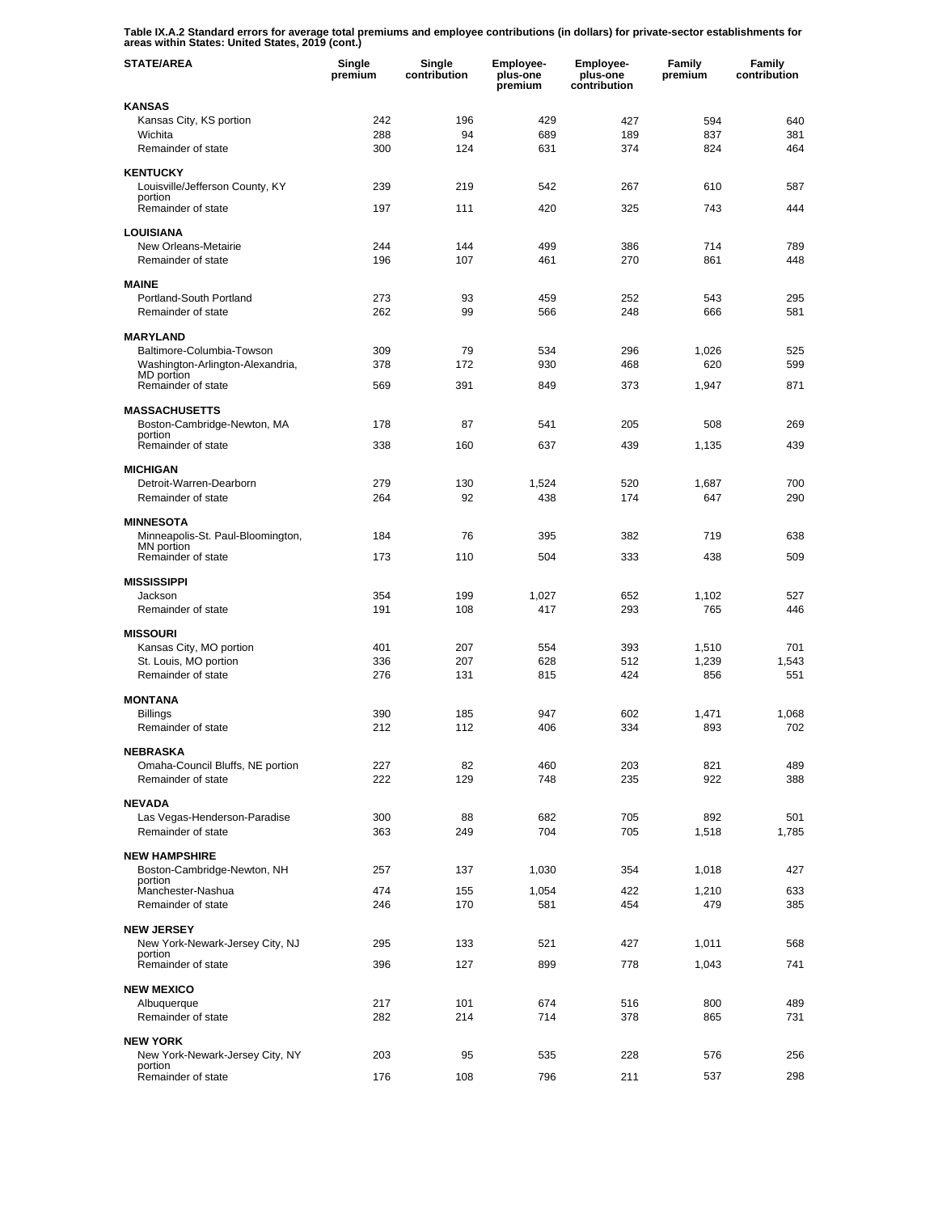**Table IX.A.2 Standard errors for average total premiums and employee contributions (in dollars) for private-sector establishments for areas within States: United States, 2019 (cont.)**

| STATE/AREA | Single premium | Single contribution | Employee-plus-one premium | Employee-plus-one contribution | Family premium | Family contribution |
|---|---|---|---|---|---|---|
| **KANSAS** | | | | | | |
| Kansas City, KS portion | 242 | 196 | 429 | 427 | 594 | 640 |
| Wichita | 288 | 94 | 689 | 189 | 837 | 381 |
| Remainder of state | 300 | 124 | 631 | 374 | 824 | 464 |
| **KENTUCKY** | | | | | | |
| Louisville/Jefferson County, KY portion | 239 | 219 | 542 | 267 | 610 | 587 |
| Remainder of state | 197 | 111 | 420 | 325 | 743 | 444 |
| **LOUISIANA** | | | | | | |
| New Orleans-Metairie | 244 | 144 | 499 | 386 | 714 | 789 |
| Remainder of state | 196 | 107 | 461 | 270 | 861 | 448 |
| **MAINE** | | | | | | |
| Portland-South Portland | 273 | 93 | 459 | 252 | 543 | 295 |
| Remainder of state | 262 | 99 | 566 | 248 | 666 | 581 |
| **MARYLAND** | | | | | | |
| Baltimore-Columbia-Towson | 309 | 79 | 534 | 296 | 1,026 | 525 |
| Washington-Arlington-Alexandria, MD portion | 378 | 172 | 930 | 468 | 620 | 599 |
| Remainder of state | 569 | 391 | 849 | 373 | 1,947 | 871 |
| **MASSACHUSETTS** | | | | | | |
| Boston-Cambridge-Newton, MA portion | 178 | 87 | 541 | 205 | 508 | 269 |
| Remainder of state | 338 | 160 | 637 | 439 | 1,135 | 439 |
| **MICHIGAN** | | | | | | |
| Detroit-Warren-Dearborn | 279 | 130 | 1,524 | 520 | 1,687 | 700 |
| Remainder of state | 264 | 92 | 438 | 174 | 647 | 290 |
| **MINNESOTA** | | | | | | |
| Minneapolis-St. Paul-Bloomington, MN portion | 184 | 76 | 395 | 382 | 719 | 638 |
| Remainder of state | 173 | 110 | 504 | 333 | 438 | 509 |
| **MISSISSIPPI** | | | | | | |
| Jackson | 354 | 199 | 1,027 | 652 | 1,102 | 527 |
| Remainder of state | 191 | 108 | 417 | 293 | 765 | 446 |
| **MISSOURI** | | | | | | |
| Kansas City, MO portion | 401 | 207 | 554 | 393 | 1,510 | 701 |
| St. Louis, MO portion | 336 | 207 | 628 | 512 | 1,239 | 1,543 |
| Remainder of state | 276 | 131 | 815 | 424 | 856 | 551 |
| **MONTANA** | | | | | | |
| Billings | 390 | 185 | 947 | 602 | 1,471 | 1,068 |
| Remainder of state | 212 | 112 | 406 | 334 | 893 | 702 |
| **NEBRASKA** | | | | | | |
| Omaha-Council Bluffs, NE portion | 227 | 82 | 460 | 203 | 821 | 489 |
| Remainder of state | 222 | 129 | 748 | 235 | 922 | 388 |
| **NEVADA** | | | | | | |
| Las Vegas-Henderson-Paradise | 300 | 88 | 682 | 705 | 892 | 501 |
| Remainder of state | 363 | 249 | 704 | 705 | 1,518 | 1,785 |
| **NEW HAMPSHIRE** | | | | | | |
| Boston-Cambridge-Newton, NH portion | 257 | 137 | 1,030 | 354 | 1,018 | 427 |
| Manchester-Nashua | 474 | 155 | 1,054 | 422 | 1,210 | 633 |
| Remainder of state | 246 | 170 | 581 | 454 | 479 | 385 |
| **NEW JERSEY** | | | | | | |
| New York-Newark-Jersey City, NJ portion | 295 | 133 | 521 | 427 | 1,011 | 568 |
| Remainder of state | 396 | 127 | 899 | 778 | 1,043 | 741 |
| **NEW MEXICO** | | | | | | |
| Albuquerque | 217 | 101 | 674 | 516 | 800 | 489 |
| Remainder of state | 282 | 214 | 714 | 378 | 865 | 731 |
| **NEW YORK** | | | | | | |
| New York-Newark-Jersey City, NY portion | 203 | 95 | 535 | 228 | 576 | 256 |
| Remainder of state | 176 | 108 | 796 | 211 | 537 | 298 |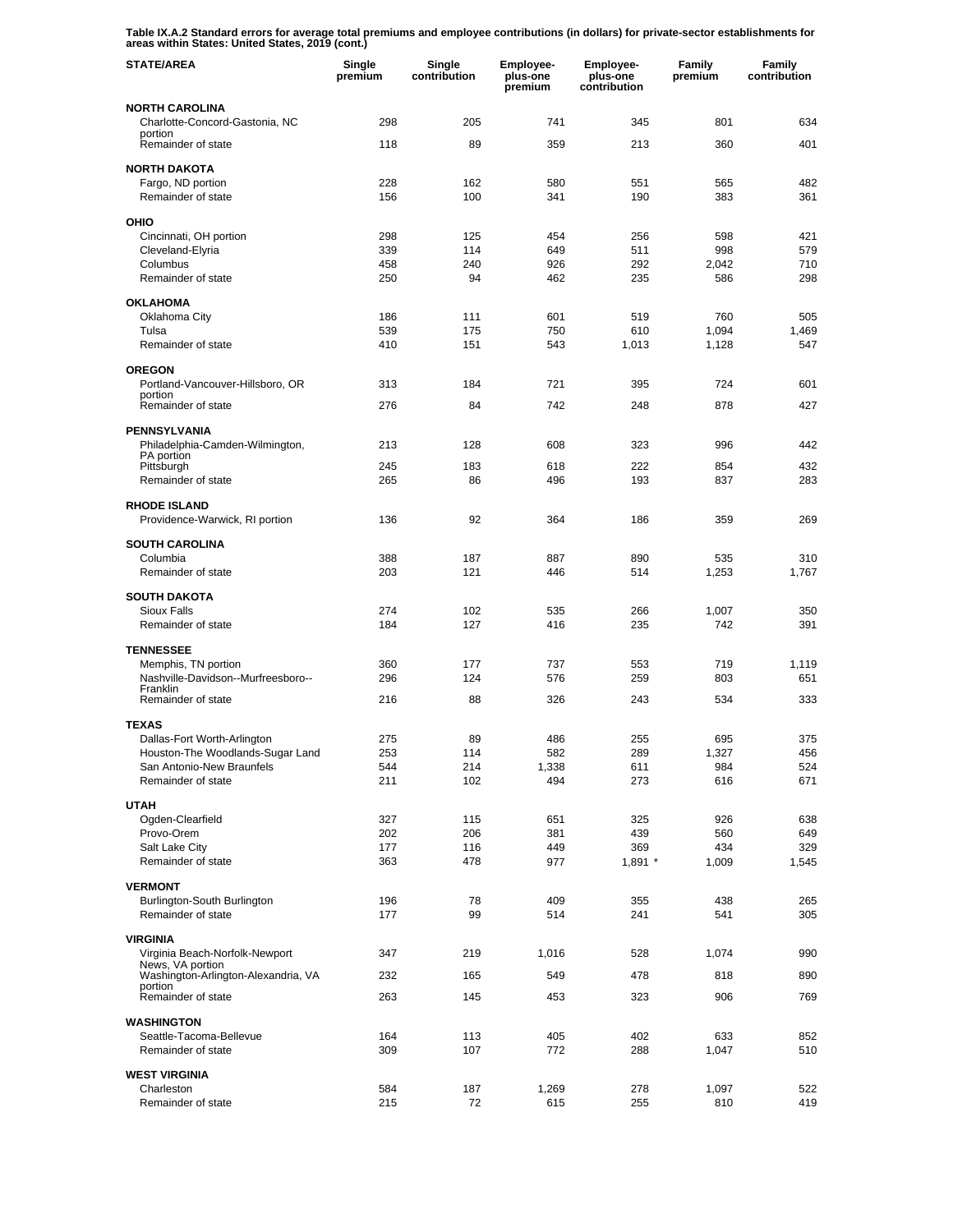**Table IX.A.2 Standard errors for average total premiums and employee contributions (in dollars) for private-sector establishments for areas within States: United States, 2019 (cont.)**

| STATE/AREA | Single premium | Single contribution | Employee-plus-one premium | Employee-plus-one contribution | Family premium | Family contribution |
|---|---|---|---|---|---|---|
| **NORTH CAROLINA** | | | | | | |
| Charlotte-Concord-Gastonia, NC portion | 298 | 205 | 741 | 345 | 801 | 634 |
| Remainder of state | 118 | 89 | 359 | 213 | 360 | 401 |
| **NORTH DAKOTA** | | | | | | |
| Fargo, ND portion | 228 | 162 | 580 | 551 | 565 | 482 |
| Remainder of state | 156 | 100 | 341 | 190 | 383 | 361 |
| **OHIO** | | | | | | |
| Cincinnati, OH portion | 298 | 125 | 454 | 256 | 598 | 421 |
| Cleveland-Elyria | 339 | 114 | 649 | 511 | 998 | 579 |
| Columbus | 458 | 240 | 926 | 292 | 2,042 | 710 |
| Remainder of state | 250 | 94 | 462 | 235 | 586 | 298 |
| **OKLAHOMA** | | | | | | |
| Oklahoma City | 186 | 111 | 601 | 519 | 760 | 505 |
| Tulsa | 539 | 175 | 750 | 610 | 1,094 | 1,469 |
| Remainder of state | 410 | 151 | 543 | 1,013 | 1,128 | 547 |
| **OREGON** | | | | | | |
| Portland-Vancouver-Hillsboro, OR portion | 313 | 184 | 721 | 395 | 724 | 601 |
| Remainder of state | 276 | 84 | 742 | 248 | 878 | 427 |
| **PENNSYLVANIA** | | | | | | |
| Philadelphia-Camden-Wilmington, PA portion | 213 | 128 | 608 | 323 | 996 | 442 |
| Pittsburgh | 245 | 183 | 618 | 222 | 854 | 432 |
| Remainder of state | 265 | 86 | 496 | 193 | 837 | 283 |
| **RHODE ISLAND** | | | | | | |
| Providence-Warwick, RI portion | 136 | 92 | 364 | 186 | 359 | 269 |
| **SOUTH CAROLINA** | | | | | | |
| Columbia | 388 | 187 | 887 | 890 | 535 | 310 |
| Remainder of state | 203 | 121 | 446 | 514 | 1,253 | 1,767 |
| **SOUTH DAKOTA** | | | | | | |
| Sioux Falls | 274 | 102 | 535 | 266 | 1,007 | 350 |
| Remainder of state | 184 | 127 | 416 | 235 | 742 | 391 |
| **TENNESSEE** | | | | | | |
| Memphis, TN portion | 360 | 177 | 737 | 553 | 719 | 1,119 |
| Nashville-Davidson--Murfreesboro--Franklin | 296 | 124 | 576 | 259 | 803 | 651 |
| Remainder of state | 216 | 88 | 326 | 243 | 534 | 333 |
| **TEXAS** | | | | | | |
| Dallas-Fort Worth-Arlington | 275 | 89 | 486 | 255 | 695 | 375 |
| Houston-The Woodlands-Sugar Land | 253 | 114 | 582 | 289 | 1,327 | 456 |
| San Antonio-New Braunfels | 544 | 214 | 1,338 | 611 | 984 | 524 |
| Remainder of state | 211 | 102 | 494 | 273 | 616 | 671 |
| **UTAH** | | | | | | |
| Ogden-Clearfield | 327 | 115 | 651 | 325 | 926 | 638 |
| Provo-Orem | 202 | 206 | 381 | 439 | 560 | 649 |
| Salt Lake City | 177 | 116 | 449 | 369 | 434 | 329 |
| Remainder of state | 363 | 478 | 977 | 1,891 * | 1,009 | 1,545 |
| **VERMONT** | | | | | | |
| Burlington-South Burlington | 196 | 78 | 409 | 355 | 438 | 265 |
| Remainder of state | 177 | 99 | 514 | 241 | 541 | 305 |
| **VIRGINIA** | | | | | | |
| Virginia Beach-Norfolk-Newport News, VA portion | 347 | 219 | 1,016 | 528 | 1,074 | 990 |
| Washington-Arlington-Alexandria, VA portion | 232 | 165 | 549 | 478 | 818 | 890 |
| Remainder of state | 263 | 145 | 453 | 323 | 906 | 769 |
| **WASHINGTON** | | | | | | |
| Seattle-Tacoma-Bellevue | 164 | 113 | 405 | 402 | 633 | 852 |
| Remainder of state | 309 | 107 | 772 | 288 | 1,047 | 510 |
| **WEST VIRGINIA** | | | | | | |
| Charleston | 584 | 187 | 1,269 | 278 | 1,097 | 522 |
| Remainder of state | 215 | 72 | 615 | 255 | 810 | 419 |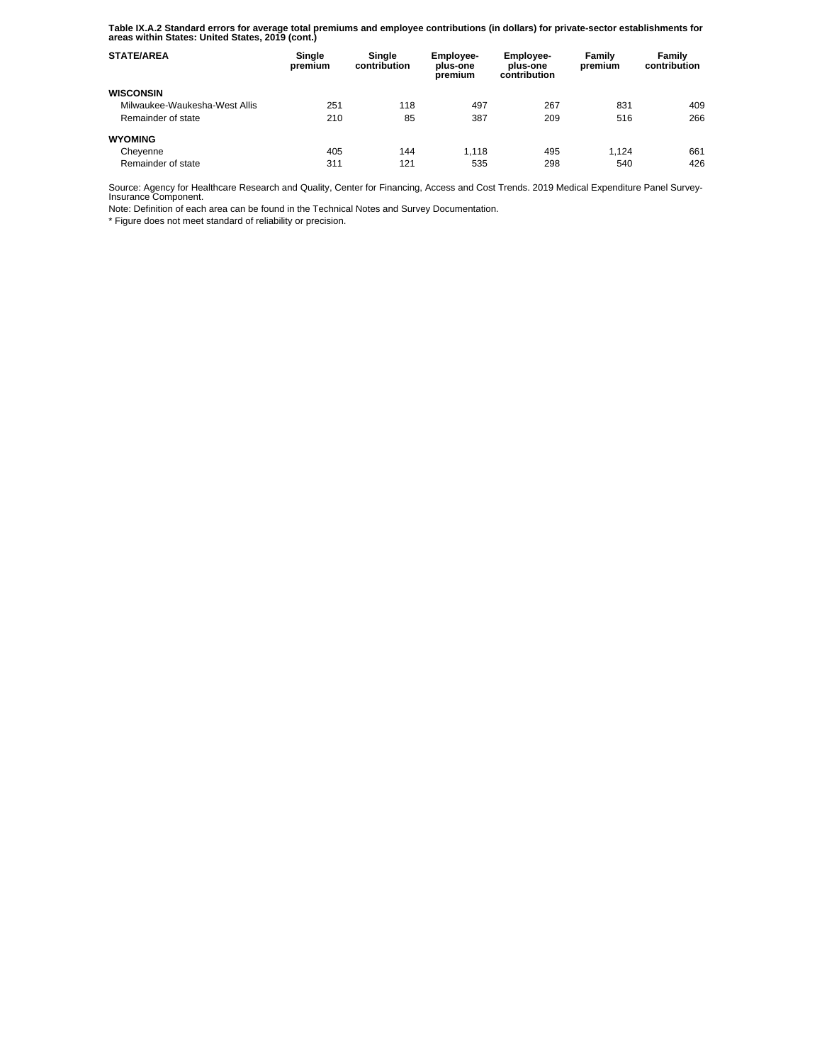**Table IX.A.2 Standard errors for average total premiums and employee contributions (in dollars) for private-sector establishments for areas within States: United States, 2019 (cont.)**

| STATE/AREA | Single premium | Single contribution | Employee-plus-one premium | Employee-plus-one contribution | Family premium | Family contribution |
|---|---|---|---|---|---|---|
| **WISCONSIN** | | | | | | |
| Milwaukee-Waukesha-West Allis | 251 | 118 | 497 | 267 | 831 | 409 |
| Remainder of state | 210 | 85 | 387 | 209 | 516 | 266 |
| **WYOMING** | | | | | | |
| Cheyenne | 405 | 144 | 1,118 | 495 | 1,124 | 661 |
| Remainder of state | 311 | 121 | 535 | 298 | 540 | 426 |

Source: Agency for Healthcare Research and Quality, Center for Financing, Access and Cost Trends. 2019 Medical Expenditure Panel Survey-Insurance Component.

Note: Definition of each area can be found in the Technical Notes and Survey Documentation.

* Figure does not meet standard of reliability or precision.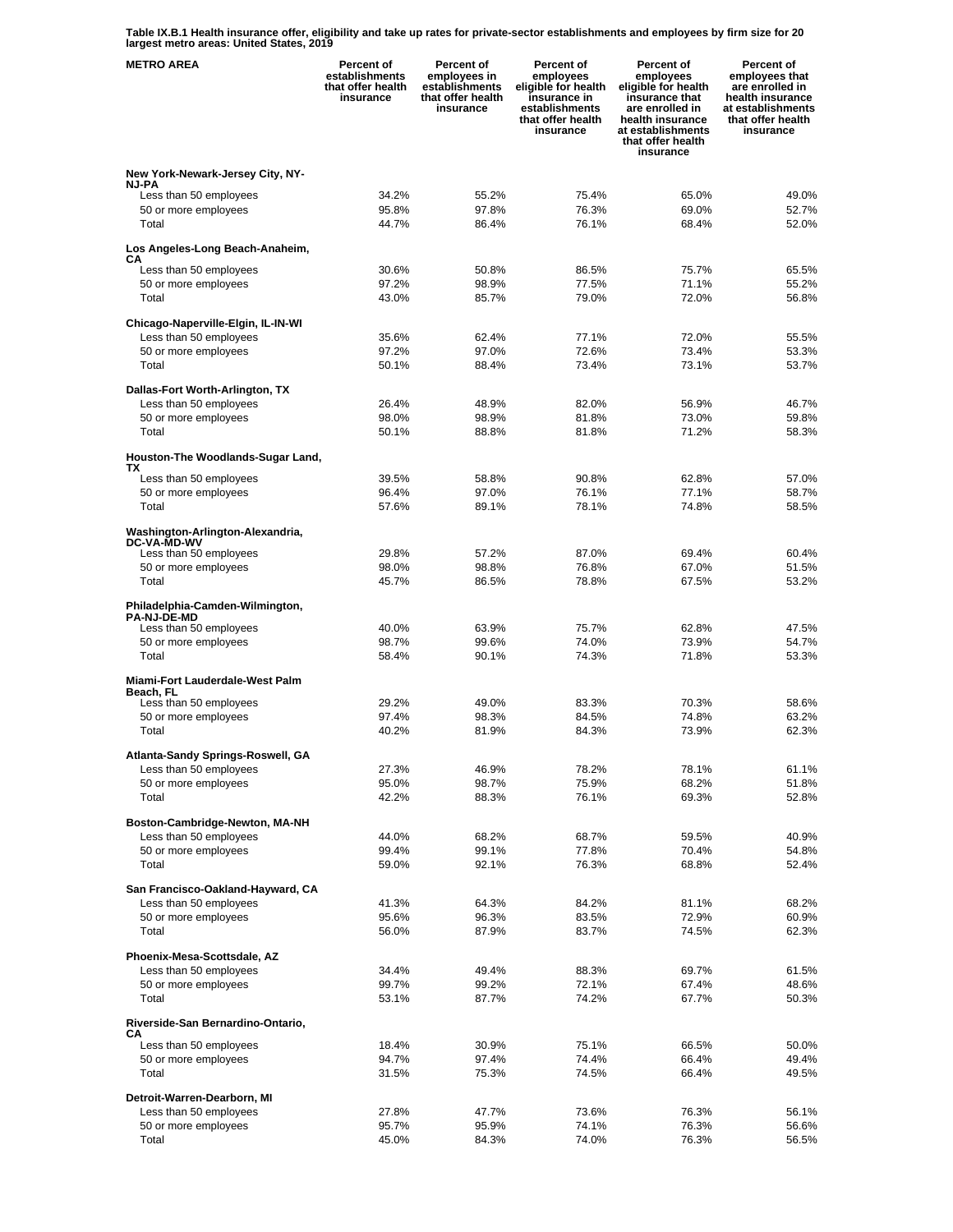**Table IX.B.1 Health insurance offer, eligibility and take up rates for private-sector establishments and employees by firm size for 20 largest metro areas: United States, 2019**

| METRO AREA | Percent of establishments that offer health insurance | Percent of employees in establishments that offer health insurance | Percent of employees eligible for health insurance in establishments that offer health insurance | Percent of employees eligible for health insurance that are enrolled in health insurance at establishments that offer health insurance | Percent of employees that are enrolled in health insurance at establishments that offer health insurance |
|---|---|---|---|---|---|
| **New York-Newark-Jersey City, NY-NJ-PA** | | | | | |
| Less than 50 employees | 34.2% | 55.2% | 75.4% | 65.0% | 49.0% |
| 50 or more employees | 95.8% | 97.8% | 76.3% | 69.0% | 52.7% |
| Total | 44.7% | 86.4% | 76.1% | 68.4% | 52.0% |
| **Los Angeles-Long Beach-Anaheim, CA** | | | | | |
| Less than 50 employees | 30.6% | 50.8% | 86.5% | 75.7% | 65.5% |
| 50 or more employees | 97.2% | 98.9% | 77.5% | 71.1% | 55.2% |
| Total | 43.0% | 85.7% | 79.0% | 72.0% | 56.8% |
| **Chicago-Naperville-Elgin, IL-IN-WI** | | | | | |
| Less than 50 employees | 35.6% | 62.4% | 77.1% | 72.0% | 55.5% |
| 50 or more employees | 97.2% | 97.0% | 72.6% | 73.4% | 53.3% |
| Total | 50.1% | 88.4% | 73.4% | 73.1% | 53.7% |
| **Dallas-Fort Worth-Arlington, TX** | | | | | |
| Less than 50 employees | 26.4% | 48.9% | 82.0% | 56.9% | 46.7% |
| 50 or more employees | 98.0% | 98.9% | 81.8% | 73.0% | 59.8% |
| Total | 50.1% | 88.8% | 81.8% | 71.2% | 58.3% |
| **Houston-The Woodlands-Sugar Land, TX** | | | | | |
| Less than 50 employees | 39.5% | 58.8% | 90.8% | 62.8% | 57.0% |
| 50 or more employees | 96.4% | 97.0% | 76.1% | 77.1% | 58.7% |
| Total | 57.6% | 89.1% | 78.1% | 74.8% | 58.5% |
| **Washington-Arlington-Alexandria, DC-VA-MD-WV** | | | | | |
| Less than 50 employees | 29.8% | 57.2% | 87.0% | 69.4% | 60.4% |
| 50 or more employees | 98.0% | 98.8% | 76.8% | 67.0% | 51.5% |
| Total | 45.7% | 86.5% | 78.8% | 67.5% | 53.2% |
| **Philadelphia-Camden-Wilmington, PA-NJ-DE-MD** | | | | | |
| Less than 50 employees | 40.0% | 63.9% | 75.7% | 62.8% | 47.5% |
| 50 or more employees | 98.7% | 99.6% | 74.0% | 73.9% | 54.7% |
| Total | 58.4% | 90.1% | 74.3% | 71.8% | 53.3% |
| **Miami-Fort Lauderdale-West Palm Beach, FL** | | | | | |
| Less than 50 employees | 29.2% | 49.0% | 83.3% | 70.3% | 58.6% |
| 50 or more employees | 97.4% | 98.3% | 84.5% | 74.8% | 63.2% |
| Total | 40.2% | 81.9% | 84.3% | 73.9% | 62.3% |
| **Atlanta-Sandy Springs-Roswell, GA** | | | | | |
| Less than 50 employees | 27.3% | 46.9% | 78.2% | 78.1% | 61.1% |
| 50 or more employees | 95.0% | 98.7% | 75.9% | 68.2% | 51.8% |
| Total | 42.2% | 88.3% | 76.1% | 69.3% | 52.8% |
| **Boston-Cambridge-Newton, MA-NH** | | | | | |
| Less than 50 employees | 44.0% | 68.2% | 68.7% | 59.5% | 40.9% |
| 50 or more employees | 99.4% | 99.1% | 77.8% | 70.4% | 54.8% |
| Total | 59.0% | 92.1% | 76.3% | 68.8% | 52.4% |
| **San Francisco-Oakland-Hayward, CA** | | | | | |
| Less than 50 employees | 41.3% | 64.3% | 84.2% | 81.1% | 68.2% |
| 50 or more employees | 95.6% | 96.3% | 83.5% | 72.9% | 60.9% |
| Total | 56.0% | 87.9% | 83.7% | 74.5% | 62.3% |
| **Phoenix-Mesa-Scottsdale, AZ** | | | | | |
| Less than 50 employees | 34.4% | 49.4% | 88.3% | 69.7% | 61.5% |
| 50 or more employees | 99.7% | 99.2% | 72.1% | 67.4% | 48.6% |
| Total | 53.1% | 87.7% | 74.2% | 67.7% | 50.3% |
| **Riverside-San Bernardino-Ontario, CA** | | | | | |
| Less than 50 employees | 18.4% | 30.9% | 75.1% | 66.5% | 50.0% |
| 50 or more employees | 94.7% | 97.4% | 74.4% | 66.4% | 49.4% |
| Total | 31.5% | 75.3% | 74.5% | 66.4% | 49.5% |
| **Detroit-Warren-Dearborn, MI** | | | | | |
| Less than 50 employees | 27.8% | 47.7% | 73.6% | 76.3% | 56.1% |
| 50 or more employees | 95.7% | 95.9% | 74.1% | 76.3% | 56.6% |
| Total | 45.0% | 84.3% | 74.0% | 76.3% | 56.5% |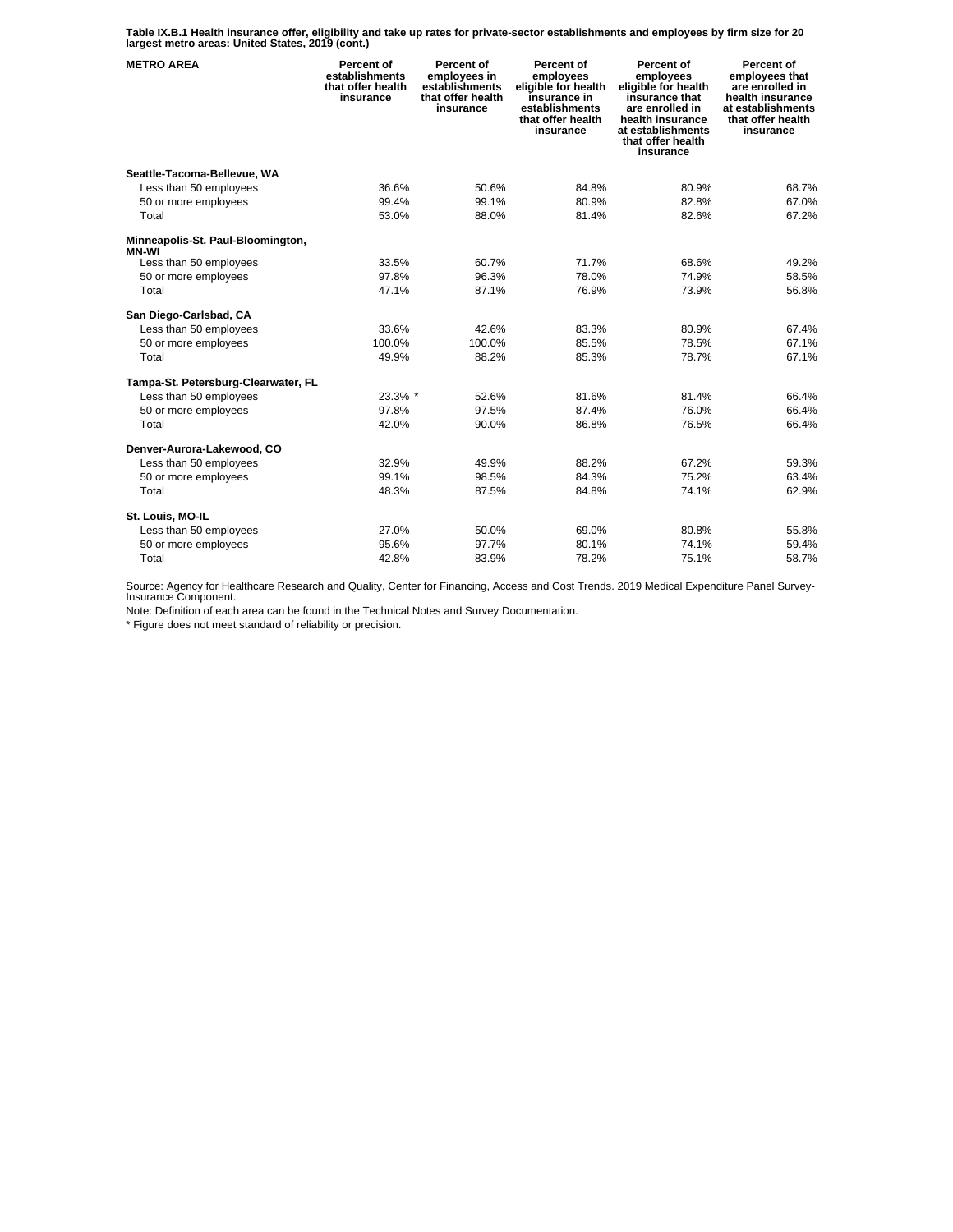**Table IX.B.1 Health insurance offer, eligibility and take up rates for private-sector establishments and employees by firm size for 20 largest metro areas: United States, 2019 (cont.)**

| METRO AREA | Percent of establishments that offer health insurance | Percent of employees in establishments that offer health insurance | Percent of employees eligible for health insurance in establishments that offer health insurance | Percent of employees eligible for health insurance that are enrolled in health insurance at establishments that offer health insurance | Percent of employees that are enrolled in health insurance at establishments that offer health insurance |
|---|---|---|---|---|---|
| **Seattle-Tacoma-Bellevue, WA** | | | | | |
| Less than 50 employees | 36.6% | 50.6% | 84.8% | 80.9% | 68.7% |
| 50 or more employees | 99.4% | 99.1% | 80.9% | 82.8% | 67.0% |
| Total | 53.0% | 88.0% | 81.4% | 82.6% | 67.2% |
| **Minneapolis-St. Paul-Bloomington, MN-WI** | | | | | |
| Less than 50 employees | 33.5% | 60.7% | 71.7% | 68.6% | 49.2% |
| 50 or more employees | 97.8% | 96.3% | 78.0% | 74.9% | 58.5% |
| Total | 47.1% | 87.1% | 76.9% | 73.9% | 56.8% |
| **San Diego-Carlsbad, CA** | | | | | |
| Less than 50 employees | 33.6% | 42.6% | 83.3% | 80.9% | 67.4% |
| 50 or more employees | 100.0% | 100.0% | 85.5% | 78.5% | 67.1% |
| Total | 49.9% | 88.2% | 85.3% | 78.7% | 67.1% |
| **Tampa-St. Petersburg-Clearwater, FL** | | | | | |
| Less than 50 employees | 23.3% * | 52.6% | 81.6% | 81.4% | 66.4% |
| 50 or more employees | 97.8% | 97.5% | 87.4% | 76.0% | 66.4% |
| Total | 42.0% | 90.0% | 86.8% | 76.5% | 66.4% |
| **Denver-Aurora-Lakewood, CO** | | | | | |
| Less than 50 employees | 32.9% | 49.9% | 88.2% | 67.2% | 59.3% |
| 50 or more employees | 99.1% | 98.5% | 84.3% | 75.2% | 63.4% |
| Total | 48.3% | 87.5% | 84.8% | 74.1% | 62.9% |
| **St. Louis, MO-IL** | | | | | |
| Less than 50 employees | 27.0% | 50.0% | 69.0% | 80.8% | 55.8% |
| 50 or more employees | 95.6% | 97.7% | 80.1% | 74.1% | 59.4% |
| Total | 42.8% | 83.9% | 78.2% | 75.1% | 58.7% |

Source: Agency for Healthcare Research and Quality, Center for Financing, Access and Cost Trends. 2019 Medical Expenditure Panel Survey-Insurance Component.

Note: Definition of each area can be found in the Technical Notes and Survey Documentation.

* Figure does not meet standard of reliability or precision.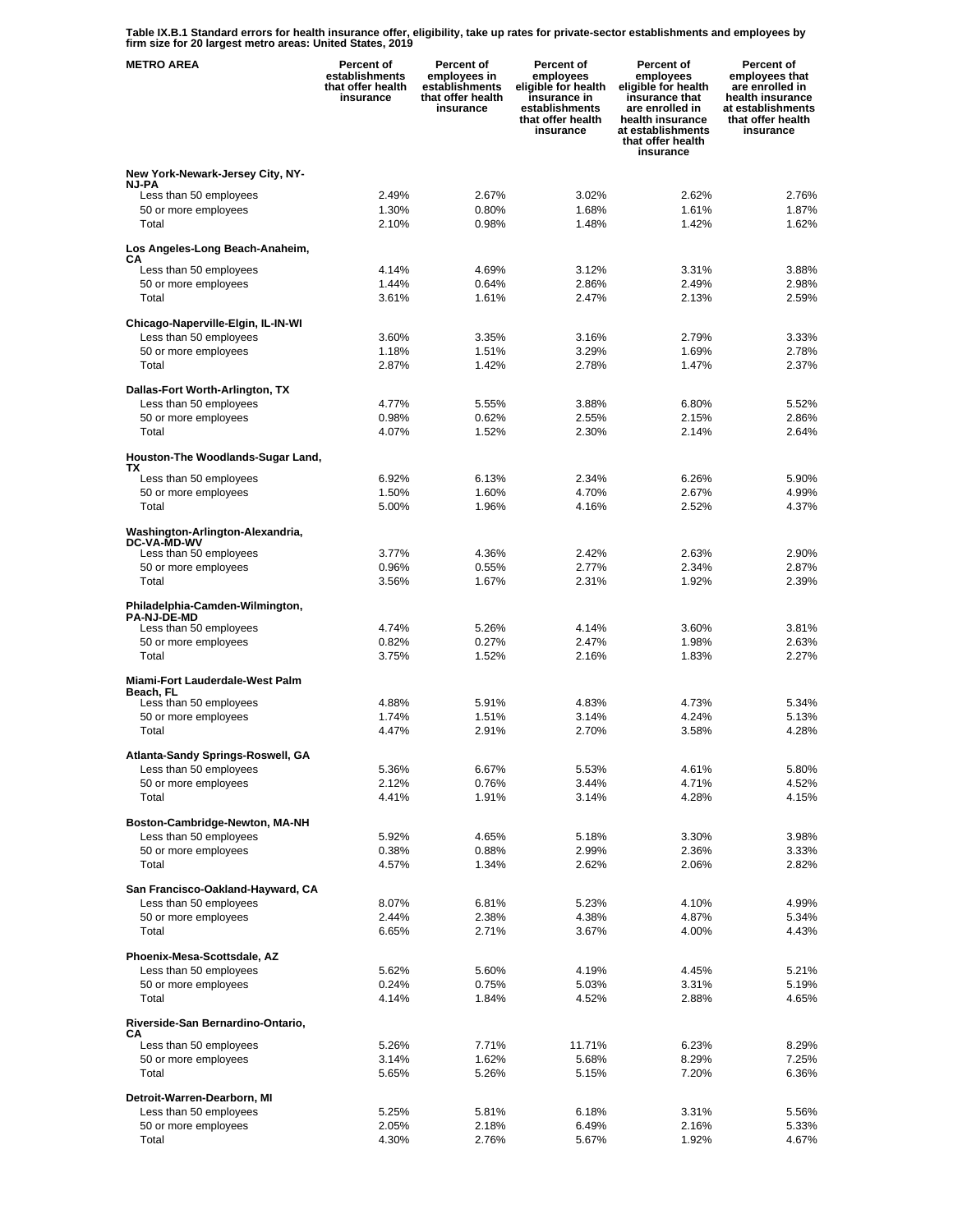**Table IX.B.1 Standard errors for health insurance offer, eligibility, take up rates for private-sector establishments and employees by firm size for 20 largest metro areas: United States, 2019**

| METRO AREA | Percent of establishments that offer health insurance | Percent of employees in establishments that offer health insurance | Percent of employees eligible for health insurance in establishments that offer health insurance | Percent of employees eligible for health insurance that are enrolled in health insurance at establishments that offer health insurance | Percent of employees that are enrolled in health insurance at establishments that offer health insurance |
|---|---|---|---|---|---|
| **New York-Newark-Jersey City, NY-NJ-PA** | | | | | |
| Less than 50 employees | 2.49% | 2.67% | 3.02% | 2.62% | 2.76% |
| 50 or more employees | 1.30% | 0.80% | 1.68% | 1.61% | 1.87% |
| Total | 2.10% | 0.98% | 1.48% | 1.42% | 1.62% |
| **Los Angeles-Long Beach-Anaheim, CA** | | | | | |
| Less than 50 employees | 4.14% | 4.69% | 3.12% | 3.31% | 3.88% |
| 50 or more employees | 1.44% | 0.64% | 2.86% | 2.49% | 2.98% |
| Total | 3.61% | 1.61% | 2.47% | 2.13% | 2.59% |
| **Chicago-Naperville-Elgin, IL-IN-WI** | | | | | |
| Less than 50 employees | 3.60% | 3.35% | 3.16% | 2.79% | 3.33% |
| 50 or more employees | 1.18% | 1.51% | 3.29% | 1.69% | 2.78% |
| Total | 2.87% | 1.42% | 2.78% | 1.47% | 2.37% |
| **Dallas-Fort Worth-Arlington, TX** | | | | | |
| Less than 50 employees | 4.77% | 5.55% | 3.88% | 6.80% | 5.52% |
| 50 or more employees | 0.98% | 0.62% | 2.55% | 2.15% | 2.86% |
| Total | 4.07% | 1.52% | 2.30% | 2.14% | 2.64% |
| **Houston-The Woodlands-Sugar Land, TX** | | | | | |
| Less than 50 employees | 6.92% | 6.13% | 2.34% | 6.26% | 5.90% |
| 50 or more employees | 1.50% | 1.60% | 4.70% | 2.67% | 4.99% |
| Total | 5.00% | 1.96% | 4.16% | 2.52% | 4.37% |
| **Washington-Arlington-Alexandria, DC-VA-MD-WV** | | | | | |
| Less than 50 employees | 3.77% | 4.36% | 2.42% | 2.63% | 2.90% |
| 50 or more employees | 0.96% | 0.55% | 2.77% | 2.34% | 2.87% |
| Total | 3.56% | 1.67% | 2.31% | 1.92% | 2.39% |
| **Philadelphia-Camden-Wilmington, PA-NJ-DE-MD** | | | | | |
| Less than 50 employees | 4.74% | 5.26% | 4.14% | 3.60% | 3.81% |
| 50 or more employees | 0.82% | 0.27% | 2.47% | 1.98% | 2.63% |
| Total | 3.75% | 1.52% | 2.16% | 1.83% | 2.27% |
| **Miami-Fort Lauderdale-West Palm Beach, FL** | | | | | |
| Less than 50 employees | 4.88% | 5.91% | 4.83% | 4.73% | 5.34% |
| 50 or more employees | 1.74% | 1.51% | 3.14% | 4.24% | 5.13% |
| Total | 4.47% | 2.91% | 2.70% | 3.58% | 4.28% |
| **Atlanta-Sandy Springs-Roswell, GA** | | | | | |
| Less than 50 employees | 5.36% | 6.67% | 5.53% | 4.61% | 5.80% |
| 50 or more employees | 2.12% | 0.76% | 3.44% | 4.71% | 4.52% |
| Total | 4.41% | 1.91% | 3.14% | 4.28% | 4.15% |
| **Boston-Cambridge-Newton, MA-NH** | | | | | |
| Less than 50 employees | 5.92% | 4.65% | 5.18% | 3.30% | 3.98% |
| 50 or more employees | 0.38% | 0.88% | 2.99% | 2.36% | 3.33% |
| Total | 4.57% | 1.34% | 2.62% | 2.06% | 2.82% |
| **San Francisco-Oakland-Hayward, CA** | | | | | |
| Less than 50 employees | 8.07% | 6.81% | 5.23% | 4.10% | 4.99% |
| 50 or more employees | 2.44% | 2.38% | 4.38% | 4.87% | 5.34% |
| Total | 6.65% | 2.71% | 3.67% | 4.00% | 4.43% |
| **Phoenix-Mesa-Scottsdale, AZ** | | | | | |
| Less than 50 employees | 5.62% | 5.60% | 4.19% | 4.45% | 5.21% |
| 50 or more employees | 0.24% | 0.75% | 5.03% | 3.31% | 5.19% |
| Total | 4.14% | 1.84% | 4.52% | 2.88% | 4.65% |
| **Riverside-San Bernardino-Ontario, CA** | | | | | |
| Less than 50 employees | 5.26% | 7.71% | 11.71% | 6.23% | 8.29% |
| 50 or more employees | 3.14% | 1.62% | 5.68% | 8.29% | 7.25% |
| Total | 5.65% | 5.26% | 5.15% | 7.20% | 6.36% |
| **Detroit-Warren-Dearborn, MI** | | | | | |
| Less than 50 employees | 5.25% | 5.81% | 6.18% | 3.31% | 5.56% |
| 50 or more employees | 2.05% | 2.18% | 6.49% | 2.16% | 5.33% |
| Total | 4.30% | 2.76% | 5.67% | 1.92% | 4.67% |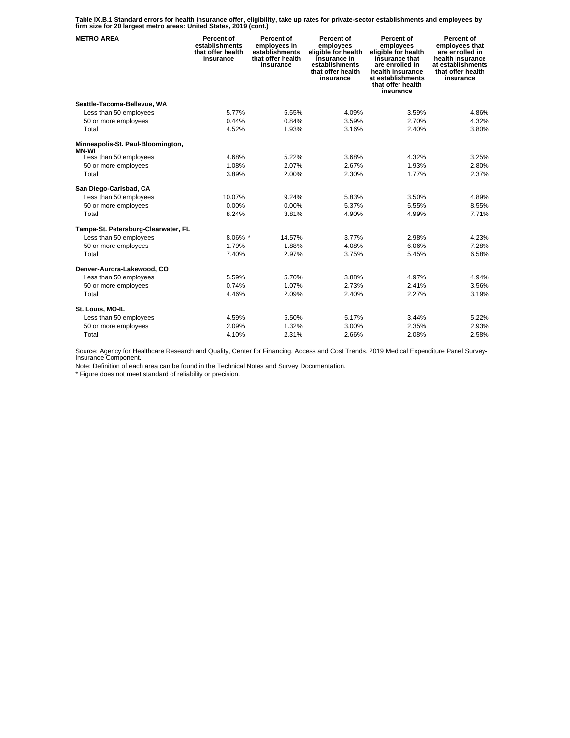**Table IX.B.1 Standard errors for health insurance offer, eligibility, take up rates for private-sector establishments and employees by firm size for 20 largest metro areas: United States, 2019 (cont.)**

| METRO AREA | Percent of establishments that offer health insurance | Percent of employees in establishments that offer health insurance | Percent of employees eligible for health insurance in establishments that offer health insurance | Percent of employees eligible for health insurance that are enrolled in health insurance at establishments that offer health insurance | Percent of employees that are enrolled in health insurance at establishments that offer health insurance |
|---|---|---|---|---|---|
| **Seattle-Tacoma-Bellevue, WA** | | | | | |
| Less than 50 employees | 5.77% | 5.55% | 4.09% | 3.59% | 4.86% |
| 50 or more employees | 0.44% | 0.84% | 3.59% | 2.70% | 4.32% |
| Total | 4.52% | 1.93% | 3.16% | 2.40% | 3.80% |
| **Minneapolis-St. Paul-Bloomington, MN-WI** | | | | | |
| Less than 50 employees | 4.68% | 5.22% | 3.68% | 4.32% | 3.25% |
| 50 or more employees | 1.08% | 2.07% | 2.67% | 1.93% | 2.80% |
| Total | 3.89% | 2.00% | 2.30% | 1.77% | 2.37% |
| **San Diego-Carlsbad, CA** | | | | | |
| Less than 50 employees | 10.07% | 9.24% | 5.83% | 3.50% | 4.89% |
| 50 or more employees | 0.00% | 0.00% | 5.37% | 5.55% | 8.55% |
| Total | 8.24% | 3.81% | 4.90% | 4.99% | 7.71% |
| **Tampa-St. Petersburg-Clearwater, FL** | | | | | |
| Less than 50 employees | 8.06% * | 14.57% | 3.77% | 2.98% | 4.23% |
| 50 or more employees | 1.79% | 1.88% | 4.08% | 6.06% | 7.28% |
| Total | 7.40% | 2.97% | 3.75% | 5.45% | 6.58% |
| **Denver-Aurora-Lakewood, CO** | | | | | |
| Less than 50 employees | 5.59% | 5.70% | 3.88% | 4.97% | 4.94% |
| 50 or more employees | 0.74% | 1.07% | 2.73% | 2.41% | 3.56% |
| Total | 4.46% | 2.09% | 2.40% | 2.27% | 3.19% |
| **St. Louis, MO-IL** | | | | | |
| Less than 50 employees | 4.59% | 5.50% | 5.17% | 3.44% | 5.22% |
| 50 or more employees | 2.09% | 1.32% | 3.00% | 2.35% | 2.93% |
| Total | 4.10% | 2.31% | 2.66% | 2.08% | 2.58% |

Source: Agency for Healthcare Research and Quality, Center for Financing, Access and Cost Trends. 2019 Medical Expenditure Panel Survey-Insurance Component.

Note: Definition of each area can be found in the Technical Notes and Survey Documentation.

* Figure does not meet standard of reliability or precision.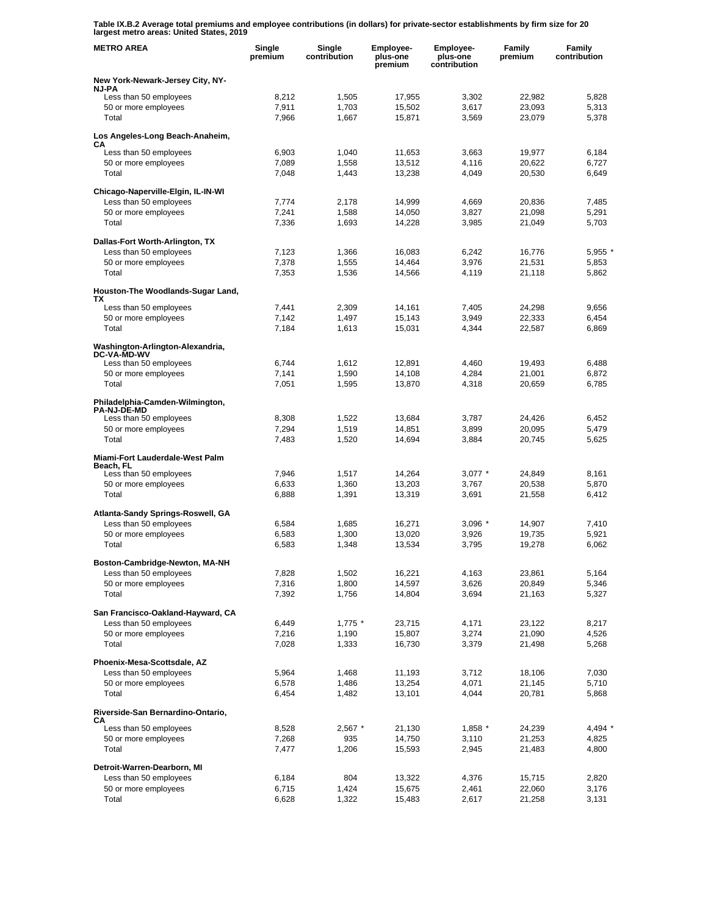**Table IX.B.2 Average total premiums and employee contributions (in dollars) for private-sector establishments by firm size for 20 largest metro areas: United States, 2019**

| METRO AREA | Single premium | Single contribution | Employee-plus-one premium | Employee-plus-one contribution | Family premium | Family contribution |
|---|---|---|---|---|---|---|
| **New York-Newark-Jersey City, NY-NJ-PA** | | | | | | |
| Less than 50 employees | 8,212 | 1,505 | 17,955 | 3,302 | 22,982 | 5,828 |
| 50 or more employees | 7,911 | 1,703 | 15,502 | 3,617 | 23,093 | 5,313 |
| Total | 7,966 | 1,667 | 15,871 | 3,569 | 23,079 | 5,378 |
| **Los Angeles-Long Beach-Anaheim, CA** | | | | | | |
| Less than 50 employees | 6,903 | 1,040 | 11,653 | 3,663 | 19,977 | 6,184 |
| 50 or more employees | 7,089 | 1,558 | 13,512 | 4,116 | 20,622 | 6,727 |
| Total | 7,048 | 1,443 | 13,238 | 4,049 | 20,530 | 6,649 |
| **Chicago-Naperville-Elgin, IL-IN-WI** | | | | | | |
| Less than 50 employees | 7,774 | 2,178 | 14,999 | 4,669 | 20,836 | 7,485 |
| 50 or more employees | 7,241 | 1,588 | 14,050 | 3,827 | 21,098 | 5,291 |
| Total | 7,336 | 1,693 | 14,228 | 3,985 | 21,049 | 5,703 |
| **Dallas-Fort Worth-Arlington, TX** | | | | | | |
| Less than 50 employees | 7,123 | 1,366 | 16,083 | 6,242 | 16,776 | 5,955 * |
| 50 or more employees | 7,378 | 1,555 | 14,464 | 3,976 | 21,531 | 5,853 |
| Total | 7,353 | 1,536 | 14,566 | 4,119 | 21,118 | 5,862 |
| **Houston-The Woodlands-Sugar Land, TX** | | | | | | |
| Less than 50 employees | 7,441 | 2,309 | 14,161 | 7,405 | 24,298 | 9,656 |
| 50 or more employees | 7,142 | 1,497 | 15,143 | 3,949 | 22,333 | 6,454 |
| Total | 7,184 | 1,613 | 15,031 | 4,344 | 22,587 | 6,869 |
| **Washington-Arlington-Alexandria, DC-VA-MD-WV** | | | | | | |
| Less than 50 employees | 6,744 | 1,612 | 12,891 | 4,460 | 19,493 | 6,488 |
| 50 or more employees | 7,141 | 1,590 | 14,108 | 4,284 | 21,001 | 6,872 |
| Total | 7,051 | 1,595 | 13,870 | 4,318 | 20,659 | 6,785 |
| **Philadelphia-Camden-Wilmington, PA-NJ-DE-MD** | | | | | | |
| Less than 50 employees | 8,308 | 1,522 | 13,684 | 3,787 | 24,426 | 6,452 |
| 50 or more employees | 7,294 | 1,519 | 14,851 | 3,899 | 20,095 | 5,479 |
| Total | 7,483 | 1,520 | 14,694 | 3,884 | 20,745 | 5,625 |
| **Miami-Fort Lauderdale-West Palm Beach, FL** | | | | | | |
| Less than 50 employees | 7,946 | 1,517 | 14,264 | 3,077 * | 24,849 | 8,161 |
| 50 or more employees | 6,633 | 1,360 | 13,203 | 3,767 | 20,538 | 5,870 |
| Total | 6,888 | 1,391 | 13,319 | 3,691 | 21,558 | 6,412 |
| **Atlanta-Sandy Springs-Roswell, GA** | | | | | | |
| Less than 50 employees | 6,584 | 1,685 | 16,271 | 3,096 * | 14,907 | 7,410 |
| 50 or more employees | 6,583 | 1,300 | 13,020 | 3,926 | 19,735 | 5,921 |
| Total | 6,583 | 1,348 | 13,534 | 3,795 | 19,278 | 6,062 |
| **Boston-Cambridge-Newton, MA-NH** | | | | | | |
| Less than 50 employees | 7,828 | 1,502 | 16,221 | 4,163 | 23,861 | 5,164 |
| 50 or more employees | 7,316 | 1,800 | 14,597 | 3,626 | 20,849 | 5,346 |
| Total | 7,392 | 1,756 | 14,804 | 3,694 | 21,163 | 5,327 |
| **San Francisco-Oakland-Hayward, CA** | | | | | | |
| Less than 50 employees | 6,449 | 1,775 * | 23,715 | 4,171 | 23,122 | 8,217 |
| 50 or more employees | 7,216 | 1,190 | 15,807 | 3,274 | 21,090 | 4,526 |
| Total | 7,028 | 1,333 | 16,730 | 3,379 | 21,498 | 5,268 |
| **Phoenix-Mesa-Scottsdale, AZ** | | | | | | |
| Less than 50 employees | 5,964 | 1,468 | 11,193 | 3,712 | 18,106 | 7,030 |
| 50 or more employees | 6,578 | 1,486 | 13,254 | 4,071 | 21,145 | 5,710 |
| Total | 6,454 | 1,482 | 13,101 | 4,044 | 20,781 | 5,868 |
| **Riverside-San Bernardino-Ontario, CA** | | | | | | |
| Less than 50 employees | 8,528 | 2,567 * | 21,130 | 1,858 * | 24,239 | 4,494 * |
| 50 or more employees | 7,268 | 935 | 14,750 | 3,110 | 21,253 | 4,825 |
| Total | 7,477 | 1,206 | 15,593 | 2,945 | 21,483 | 4,800 |
| **Detroit-Warren-Dearborn, MI** | | | | | | |
| Less than 50 employees | 6,184 | 804 | 13,322 | 4,376 | 15,715 | 2,820 |
| 50 or more employees | 6,715 | 1,424 | 15,675 | 2,461 | 22,060 | 3,176 |
| Total | 6,628 | 1,322 | 15,483 | 2,617 | 21,258 | 3,131 |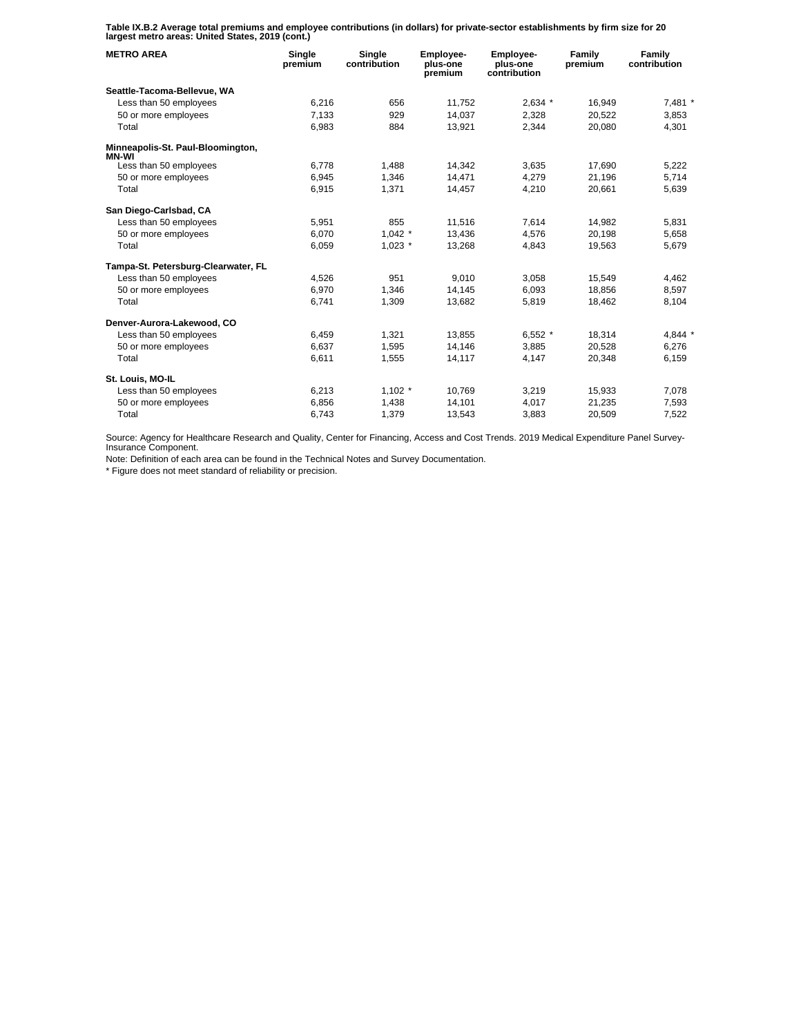**Table IX.B.2 Average total premiums and employee contributions (in dollars) for private-sector establishments by firm size for 20 largest metro areas: United States, 2019 (cont.)**

| METRO AREA | Single premium | Single contribution | Employee-plus-one premium | Employee-plus-one contribution | Family premium | Family contribution |
|---|---|---|---|---|---|---|
| **Seattle-Tacoma-Bellevue, WA** | | | | | | |
| Less than 50 employees | 6,216 | 656 | 11,752 | 2,634 * | 16,949 | 7,481 * |
| 50 or more employees | 7,133 | 929 | 14,037 | 2,328 | 20,522 | 3,853 |
| Total | 6,983 | 884 | 13,921 | 2,344 | 20,080 | 4,301 |
| **Minneapolis-St. Paul-Bloomington, MN-WI** | | | | | | |
| Less than 50 employees | 6,778 | 1,488 | 14,342 | 3,635 | 17,690 | 5,222 |
| 50 or more employees | 6,945 | 1,346 | 14,471 | 4,279 | 21,196 | 5,714 |
| Total | 6,915 | 1,371 | 14,457 | 4,210 | 20,661 | 5,639 |
| **San Diego-Carlsbad, CA** | | | | | | |
| Less than 50 employees | 5,951 | 855 | 11,516 | 7,614 | 14,982 | 5,831 |
| 50 or more employees | 6,070 | 1,042 * | 13,436 | 4,576 | 20,198 | 5,658 |
| Total | 6,059 | 1,023 * | 13,268 | 4,843 | 19,563 | 5,679 |
| **Tampa-St. Petersburg-Clearwater, FL** | | | | | | |
| Less than 50 employees | 4,526 | 951 | 9,010 | 3,058 | 15,549 | 4,462 |
| 50 or more employees | 6,970 | 1,346 | 14,145 | 6,093 | 18,856 | 8,597 |
| Total | 6,741 | 1,309 | 13,682 | 5,819 | 18,462 | 8,104 |
| **Denver-Aurora-Lakewood, CO** | | | | | | |
| Less than 50 employees | 6,459 | 1,321 | 13,855 | 6,552 * | 18,314 | 4,844 * |
| 50 or more employees | 6,637 | 1,595 | 14,146 | 3,885 | 20,528 | 6,276 |
| Total | 6,611 | 1,555 | 14,117 | 4,147 | 20,348 | 6,159 |
| **St. Louis, MO-IL** | | | | | | |
| Less than 50 employees | 6,213 | 1,102 * | 10,769 | 3,219 | 15,933 | 7,078 |
| 50 or more employees | 6,856 | 1,438 | 14,101 | 4,017 | 21,235 | 7,593 |
| Total | 6,743 | 1,379 | 13,543 | 3,883 | 20,509 | 7,522 |

Source: Agency for Healthcare Research and Quality, Center for Financing, Access and Cost Trends. 2019 Medical Expenditure Panel Survey-Insurance Component.

Note: Definition of each area can be found in the Technical Notes and Survey Documentation.

* Figure does not meet standard of reliability or precision.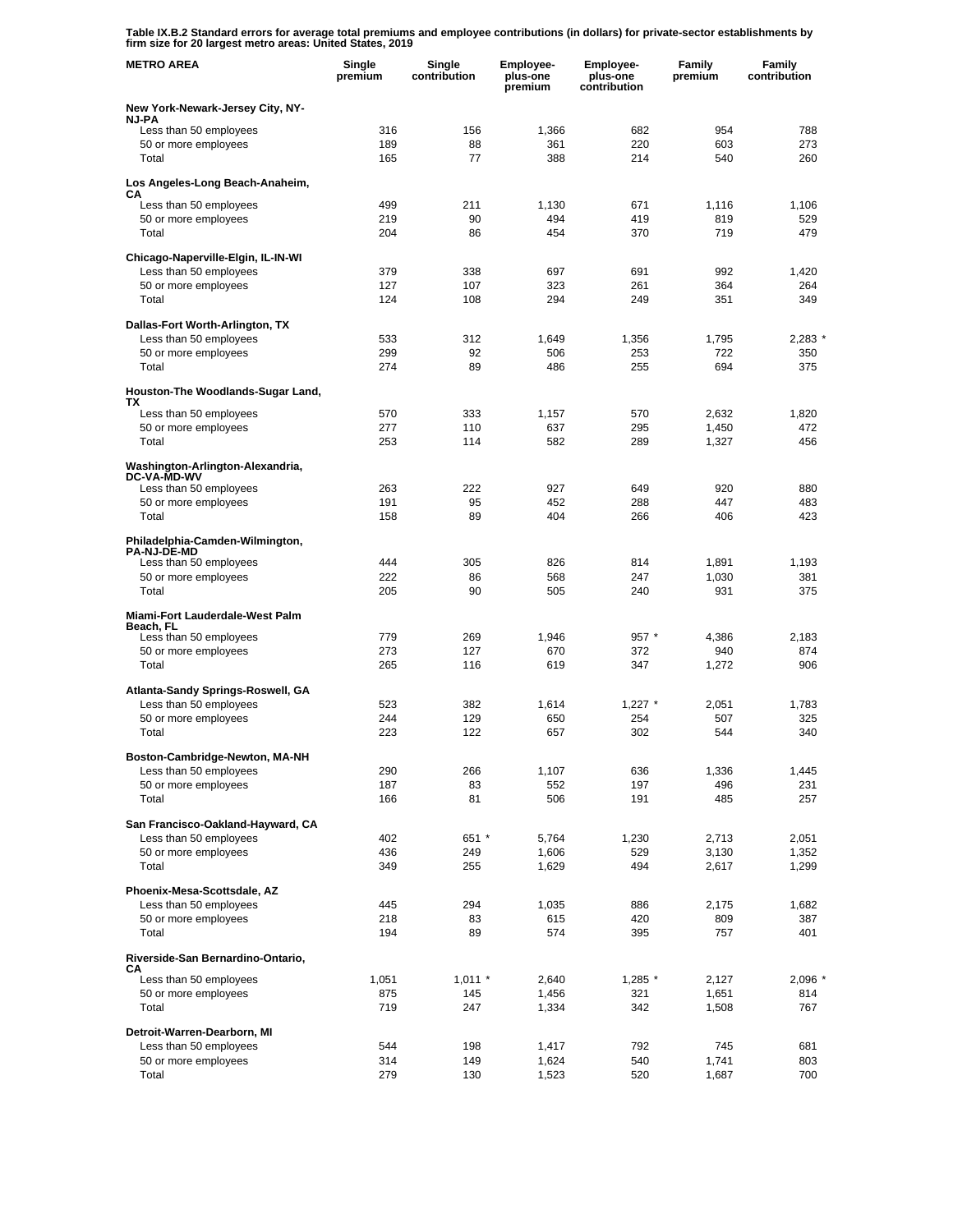**Table IX.B.2 Standard errors for average total premiums and employee contributions (in dollars) for private-sector establishments by firm size for 20 largest metro areas: United States, 2019**

| METRO AREA | Single premium | Single contribution | Employee-plus-one premium | Employee-plus-one contribution | Family premium | Family contribution |
|---|---|---|---|---|---|---|
| **New York-Newark-Jersey City, NY-NJ-PA** | | | | | | |
| Less than 50 employees | 316 | 156 | 1,366 | 682 | 954 | 788 |
| 50 or more employees | 189 | 88 | 361 | 220 | 603 | 273 |
| Total | 165 | 77 | 388 | 214 | 540 | 260 |
| **Los Angeles-Long Beach-Anaheim, CA** | | | | | | |
| Less than 50 employees | 499 | 211 | 1,130 | 671 | 1,116 | 1,106 |
| 50 or more employees | 219 | 90 | 494 | 419 | 819 | 529 |
| Total | 204 | 86 | 454 | 370 | 719 | 479 |
| **Chicago-Naperville-Elgin, IL-IN-WI** | | | | | | |
| Less than 50 employees | 379 | 338 | 697 | 691 | 992 | 1,420 |
| 50 or more employees | 127 | 107 | 323 | 261 | 364 | 264 |
| Total | 124 | 108 | 294 | 249 | 351 | 349 |
| **Dallas-Fort Worth-Arlington, TX** | | | | | | |
| Less than 50 employees | 533 | 312 | 1,649 | 1,356 | 1,795 | 2,283 * |
| 50 or more employees | 299 | 92 | 506 | 253 | 722 | 350 |
| Total | 274 | 89 | 486 | 255 | 694 | 375 |
| **Houston-The Woodlands-Sugar Land, TX** | | | | | | |
| Less than 50 employees | 570 | 333 | 1,157 | 570 | 2,632 | 1,820 |
| 50 or more employees | 277 | 110 | 637 | 295 | 1,450 | 472 |
| Total | 253 | 114 | 582 | 289 | 1,327 | 456 |
| **Washington-Arlington-Alexandria, DC-VA-MD-WV** | | | | | | |
| Less than 50 employees | 263 | 222 | 927 | 649 | 920 | 880 |
| 50 or more employees | 191 | 95 | 452 | 288 | 447 | 483 |
| Total | 158 | 89 | 404 | 266 | 406 | 423 |
| **Philadelphia-Camden-Wilmington, PA-NJ-DE-MD** | | | | | | |
| Less than 50 employees | 444 | 305 | 826 | 814 | 1,891 | 1,193 |
| 50 or more employees | 222 | 86 | 568 | 247 | 1,030 | 381 |
| Total | 205 | 90 | 505 | 240 | 931 | 375 |
| **Miami-Fort Lauderdale-West Palm Beach, FL** | | | | | | |
| Less than 50 employees | 779 | 269 | 1,946 | 957 * | 4,386 | 2,183 |
| 50 or more employees | 273 | 127 | 670 | 372 | 940 | 874 |
| Total | 265 | 116 | 619 | 347 | 1,272 | 906 |
| **Atlanta-Sandy Springs-Roswell, GA** | | | | | | |
| Less than 50 employees | 523 | 382 | 1,614 | 1,227 * | 2,051 | 1,783 |
| 50 or more employees | 244 | 129 | 650 | 254 | 507 | 325 |
| Total | 223 | 122 | 657 | 302 | 544 | 340 |
| **Boston-Cambridge-Newton, MA-NH** | | | | | | |
| Less than 50 employees | 290 | 266 | 1,107 | 636 | 1,336 | 1,445 |
| 50 or more employees | 187 | 83 | 552 | 197 | 496 | 231 |
| Total | 166 | 81 | 506 | 191 | 485 | 257 |
| **San Francisco-Oakland-Hayward, CA** | | | | | | |
| Less than 50 employees | 402 | 651 * | 5,764 | 1,230 | 2,713 | 2,051 |
| 50 or more employees | 436 | 249 | 1,606 | 529 | 3,130 | 1,352 |
| Total | 349 | 255 | 1,629 | 494 | 2,617 | 1,299 |
| **Phoenix-Mesa-Scottsdale, AZ** | | | | | | |
| Less than 50 employees | 445 | 294 | 1,035 | 886 | 2,175 | 1,682 |
| 50 or more employees | 218 | 83 | 615 | 420 | 809 | 387 |
| Total | 194 | 89 | 574 | 395 | 757 | 401 |
| **Riverside-San Bernardino-Ontario, CA** | | | | | | |
| Less than 50 employees | 1,051 | 1,011 * | 2,640 | 1,285 * | 2,127 | 2,096 * |
| 50 or more employees | 875 | 145 | 1,456 | 321 | 1,651 | 814 |
| Total | 719 | 247 | 1,334 | 342 | 1,508 | 767 |
| **Detroit-Warren-Dearborn, MI** | | | | | | |
| Less than 50 employees | 544 | 198 | 1,417 | 792 | 745 | 681 |
| 50 or more employees | 314 | 149 | 1,624 | 540 | 1,741 | 803 |
| Total | 279 | 130 | 1,523 | 520 | 1,687 | 700 |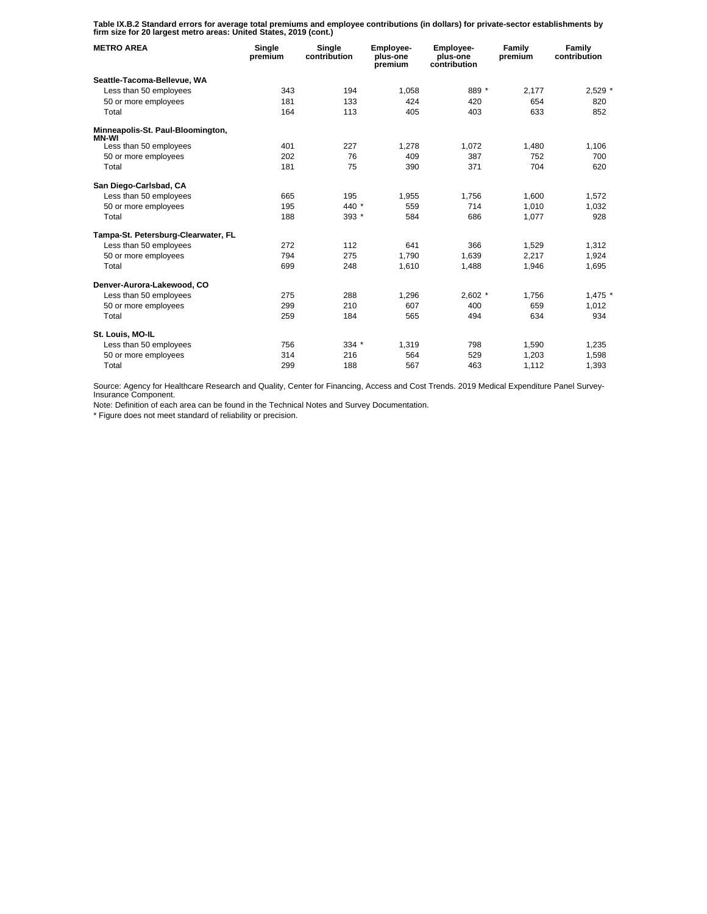**Table IX.B.2 Standard errors for average total premiums and employee contributions (in dollars) for private-sector establishments by firm size for 20 largest metro areas: United States, 2019 (cont.)**

| METRO AREA | Single premium | Single contribution | Employee-plus-one premium | Employee-plus-one contribution | Family premium | Family contribution |
|---|---|---|---|---|---|---|
| **Seattle-Tacoma-Bellevue, WA** | | | | | | |
| Less than 50 employees | 343 | 194 | 1,058 | 889 * | 2,177 | 2,529 * |
| 50 or more employees | 181 | 133 | 424 | 420 | 654 | 820 |
| Total | 164 | 113 | 405 | 403 | 633 | 852 |
| **Minneapolis-St. Paul-Bloomington, MN-WI** | | | | | | |
| Less than 50 employees | 401 | 227 | 1,278 | 1,072 | 1,480 | 1,106 |
| 50 or more employees | 202 | 76 | 409 | 387 | 752 | 700 |
| Total | 181 | 75 | 390 | 371 | 704 | 620 |
| **San Diego-Carlsbad, CA** | | | | | | |
| Less than 50 employees | 665 | 195 | 1,955 | 1,756 | 1,600 | 1,572 |
| 50 or more employees | 195 | 440 * | 559 | 714 | 1,010 | 1,032 |
| Total | 188 | 393 * | 584 | 686 | 1,077 | 928 |
| **Tampa-St. Petersburg-Clearwater, FL** | | | | | | |
| Less than 50 employees | 272 | 112 | 641 | 366 | 1,529 | 1,312 |
| 50 or more employees | 794 | 275 | 1,790 | 1,639 | 2,217 | 1,924 |
| Total | 699 | 248 | 1,610 | 1,488 | 1,946 | 1,695 |
| **Denver-Aurora-Lakewood, CO** | | | | | | |
| Less than 50 employees | 275 | 288 | 1,296 | 2,602 * | 1,756 | 1,475 * |
| 50 or more employees | 299 | 210 | 607 | 400 | 659 | 1,012 |
| Total | 259 | 184 | 565 | 494 | 634 | 934 |
| **St. Louis, MO-IL** | | | | | | |
| Less than 50 employees | 756 | 334 * | 1,319 | 798 | 1,590 | 1,235 |
| 50 or more employees | 314 | 216 | 564 | 529 | 1,203 | 1,598 |
| Total | 299 | 188 | 567 | 463 | 1,112 | 1,393 |

Source: Agency for Healthcare Research and Quality, Center for Financing, Access and Cost Trends. 2019 Medical Expenditure Panel Survey-Insurance Component.

Note: Definition of each area can be found in the Technical Notes and Survey Documentation.

* Figure does not meet standard of reliability or precision.